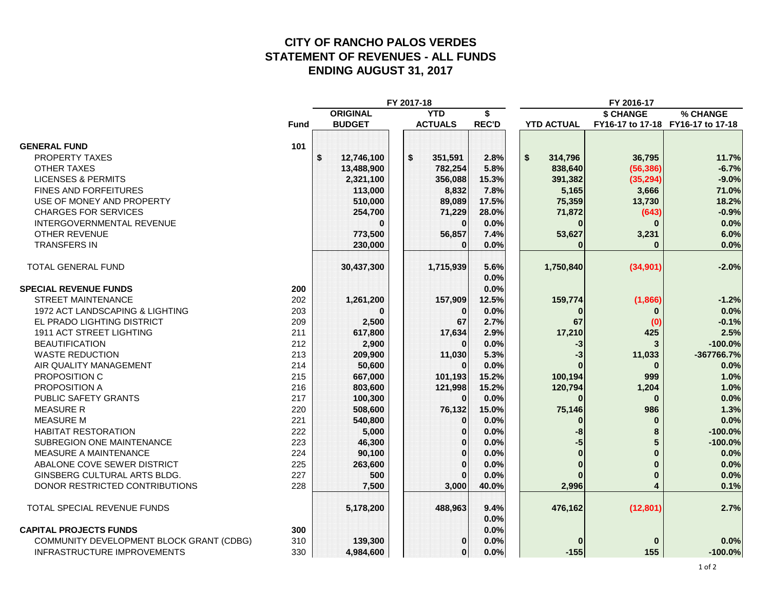# CITY OF RANCHO PALOS VERDES
## STATEMENT OF REVENUES - ALL FUNDS
## ENDING AUGUST 31, 2017

| | | FY 2017-18 | | | FY 2016-17 | | |
|---|---|---|---|---|---|---|---|
| | Fund | ORIGINAL BUDGET | YTD ACTUALS | $ REC'D | YTD ACTUAL | $ CHANGE FY16-17 to 17-18 | % CHANGE FY16-17 to 17-18 |
| **GENERAL FUND** | 101 | | | | | | |
| PROPERTY TAXES | | $ 12,746,100 | $ 351,591 | 2.8% | $ 314,796 | 36,795 | 11.7% |
| OTHER TAXES | | 13,488,900 | 782,254 | 5.8% | 838,640 | (56,386) | -6.7% |
| LICENSES & PERMITS | | 2,321,100 | 356,088 | 15.3% | 391,382 | (35,294) | -9.0% |
| FINES AND FORFEITURES | | 113,000 | 8,832 | 7.8% | 5,165 | 3,666 | 71.0% |
| USE OF MONEY AND PROPERTY | | 510,000 | 89,089 | 17.5% | 75,359 | 13,730 | 18.2% |
| CHARGES FOR SERVICES | | 254,700 | 71,229 | 28.0% | 71,872 | (643) | -0.9% |
| INTERGOVERNMENTAL REVENUE | | 0 | 0 | 0.0% | 0 | 0 | 0.0% |
| OTHER REVENUE | | 773,500 | 56,857 | 7.4% | 53,627 | 3,231 | 6.0% |
| TRANSFERS IN | | 230,000 | 0 | 0.0% | 0 | 0 | 0.0% |
| TOTAL GENERAL FUND | | 30,437,300 | 1,715,939 | 5.6% | 1,750,840 | (34,901) | -2.0% |
| | | | | 0.0% | | | |
| **SPECIAL REVENUE FUNDS** | 200 | | | 0.0% | | | |
| STREET MAINTENANCE | 202 | 1,261,200 | 157,909 | 12.5% | 159,774 | (1,866) | -1.2% |
| 1972 ACT LANDSCAPING & LIGHTING | 203 | 0 | 0 | 0.0% | 0 | 0 | 0.0% |
| EL PRADO LIGHTING DISTRICT | 209 | 2,500 | 67 | 2.7% | 67 | (0) | -0.1% |
| 1911 ACT STREET LIGHTING | 211 | 617,800 | 17,634 | 2.9% | 17,210 | 425 | 2.5% |
| BEAUTIFICATION | 212 | 2,900 | 0 | 0.0% | -3 | 3 | -100.0% |
| WASTE REDUCTION | 213 | 209,900 | 11,030 | 5.3% | -3 | 11,033 | -367766.7% |
| AIR QUALITY MANAGEMENT | 214 | 50,600 | 0 | 0.0% | 0 | 0 | 0.0% |
| PROPOSITION C | 215 | 667,000 | 101,193 | 15.2% | 100,194 | 999 | 1.0% |
| PROPOSITION A | 216 | 803,600 | 121,998 | 15.2% | 120,794 | 1,204 | 1.0% |
| PUBLIC SAFETY GRANTS | 217 | 100,300 | 0 | 0.0% | 0 | 0 | 0.0% |
| MEASURE R | 220 | 508,600 | 76,132 | 15.0% | 75,146 | 986 | 1.3% |
| MEASURE M | 221 | 540,800 | 0 | 0.0% | 0 | 0 | 0.0% |
| HABITAT RESTORATION | 222 | 5,000 | 0 | 0.0% | -8 | 8 | -100.0% |
| SUBREGION ONE MAINTENANCE | 223 | 46,300 | 0 | 0.0% | -5 | 5 | -100.0% |
| MEASURE A MAINTENANCE | 224 | 90,100 | 0 | 0.0% | 0 | 0 | 0.0% |
| ABALONE COVE SEWER DISTRICT | 225 | 263,600 | 0 | 0.0% | 0 | 0 | 0.0% |
| GINSBERG CULTURAL ARTS BLDG. | 227 | 500 | 0 | 0.0% | 0 | 0 | 0.0% |
| DONOR RESTRICTED CONTRIBUTIONS | 228 | 7,500 | 3,000 | 40.0% | 2,996 | 4 | 0.1% |
| TOTAL SPECIAL REVENUE FUNDS | | 5,178,200 | 488,963 | 9.4% | 476,162 | (12,801) | 2.7% |
| | | | | 0.0% | | | |
| **CAPITAL PROJECTS FUNDS** | 300 | | | 0.0% | | | |
| COMMUNITY DEVELOPMENT BLOCK GRANT (CDBG) | 310 | 139,300 | 0 | 0.0% | 0 | 0 | 0.0% |
| INFRASTRUCTURE IMPROVEMENTS | 330 | 4,984,600 | 0 | 0.0% | -155 | 155 | -100.0% |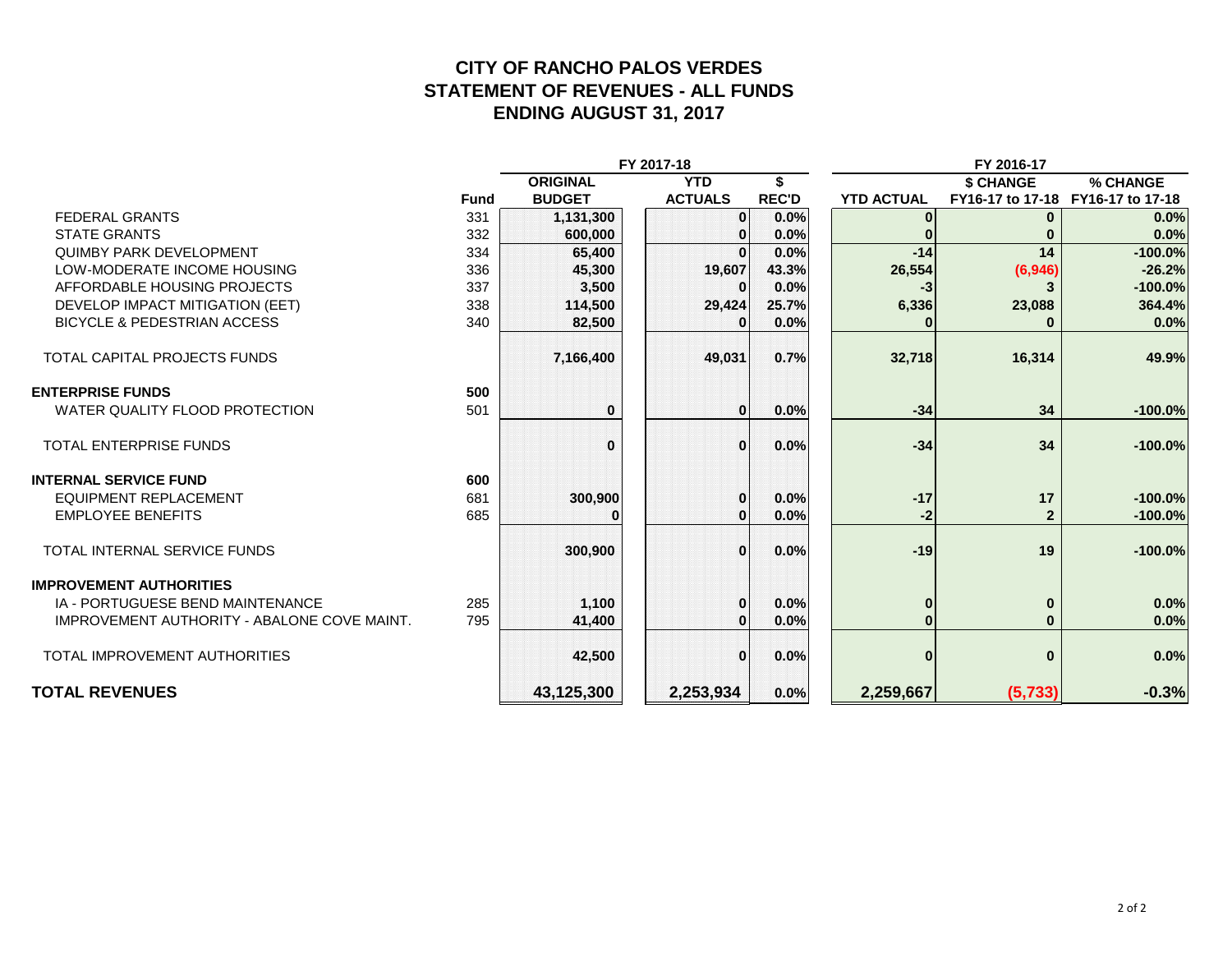# CITY OF RANCHO PALOS VERDES
# STATEMENT OF REVENUES - ALL FUNDS
# ENDING AUGUST 31, 2017

| | | FY 2017-18 | | | FY 2016-17 | | |
|---|---|---|---|---|---|---|---|
| | Fund | ORIGINAL BUDGET | YTD ACTUALS | $ REC'D | YTD ACTUAL | $ CHANGE FY16-17 to 17-18 | % CHANGE FY16-17 to 17-18 |
| FEDERAL GRANTS | 331 | 1,131,300 | 0 | 0.0% | 0 | 0 | 0.0% |
| STATE GRANTS | 332 | 600,000 | 0 | 0.0% | 0 | 0 | 0.0% |
| QUIMBY PARK DEVELOPMENT | 334 | 65,400 | 0 | 0.0% | -14 | 14 | -100.0% |
| LOW-MODERATE INCOME HOUSING | 336 | 45,300 | 19,607 | 43.3% | 26,554 | (6,946) | -26.2% |
| AFFORDABLE HOUSING PROJECTS | 337 | 3,500 | 0 | 0.0% | -3 | 3 | -100.0% |
| DEVELOP IMPACT MITIGATION (EET) | 338 | 114,500 | 29,424 | 25.7% | 6,336 | 23,088 | 364.4% |
| BICYCLE & PEDESTRIAN ACCESS | 340 | 82,500 | 0 | 0.0% | 0 | 0 | 0.0% |
| TOTAL CAPITAL PROJECTS FUNDS | | 7,166,400 | 49,031 | 0.7% | 32,718 | 16,314 | 49.9% |
| **ENTERPRISE FUNDS** | 500 | | | | | | |
| WATER QUALITY FLOOD PROTECTION | 501 | 0 | 0 | 0.0% | -34 | 34 | -100.0% |
| TOTAL ENTERPRISE FUNDS | | 0 | 0 | 0.0% | -34 | 34 | -100.0% |
| **INTERNAL SERVICE FUND** | 600 | | | | | | |
| EQUIPMENT REPLACEMENT | 681 | 300,900 | 0 | 0.0% | -17 | 17 | -100.0% |
| EMPLOYEE BENEFITS | 685 | 0 | 0 | 0.0% | -2 | 2 | -100.0% |
| TOTAL INTERNAL SERVICE FUNDS | | 300,900 | 0 | 0.0% | -19 | 19 | -100.0% |
| **IMPROVEMENT AUTHORITIES** | | | | | | | |
| IA - PORTUGUESE BEND MAINTENANCE | 285 | 1,100 | 0 | 0.0% | 0 | 0 | 0.0% |
| IMPROVEMENT AUTHORITY - ABALONE COVE MAINT. | 795 | 41,400 | 0 | 0.0% | 0 | 0 | 0.0% |
| TOTAL IMPROVEMENT AUTHORITIES | | 42,500 | 0 | 0.0% | 0 | 0 | 0.0% |
| **TOTAL REVENUES** | | **43,125,300** | **2,253,934** | **0.0%** | **2,259,667** | **(5,733)** | **-0.3%** |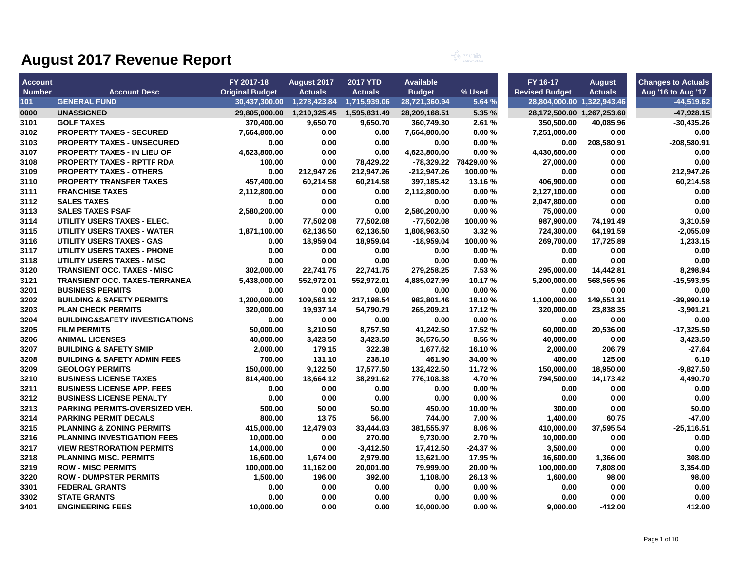# August 2017 Revenue Report

| Account Number | Account Desc | FY 2017-18 Original Budget | August 2017 Actuals | 2017 YTD Actuals | Available Budget | % Used | FY 16-17 Revised Budget | August Actuals | Changes to Actuals Aug '16 to Aug '17 |
|---|---|---|---|---|---|---|---|---|---|
| 101 | GENERAL FUND | 30,437,300.00 | 1,278,423.84 | 1,715,939.06 | 28,721,360.94 | 5.64 % | 28,804,000.00 | 1,322,943.46 | -44,519.62 |
| 0000 | UNASSIGNED | 29,805,000.00 | 1,219,325.45 | 1,595,831.49 | 28,209,168.51 | 5.35 % | 28,172,500.00 | 1,267,253.60 | -47,928.15 |
| 3101 | GOLF TAXES | 370,400.00 | 9,650.70 | 9,650.70 | 360,749.30 | 2.61 % | 350,500.00 | 40,085.96 | -30,435.26 |
| 3102 | PROPERTY TAXES - SECURED | 7,664,800.00 | 0.00 | 0.00 | 7,664,800.00 | 0.00 % | 7,251,000.00 | 0.00 | 0.00 |
| 3103 | PROPERTY TAXES - UNSECURED | 0.00 | 0.00 | 0.00 | 0.00 | 0.00 % | 0.00 | 208,580.91 | -208,580.91 |
| 3107 | PROPERTY TAXES - IN LIEU OF | 4,623,800.00 | 0.00 | 0.00 | 4,623,800.00 | 0.00 % | 4,430,600.00 | 0.00 | 0.00 |
| 3108 | PROPERTY TAXES - RPTTF RDA | 100.00 | 0.00 | 78,429.22 | -78,329.22 | 78429.00 % | 27,000.00 | 0.00 | 0.00 |
| 3109 | PROPERTY TAXES - OTHERS | 0.00 | 212,947.26 | 212,947.26 | -212,947.26 | 100.00 % | 0.00 | 0.00 | 212,947.26 |
| 3110 | PROPERTY TRANSFER TAXES | 457,400.00 | 60,214.58 | 60,214.58 | 397,185.42 | 13.16 % | 406,900.00 | 0.00 | 60,214.58 |
| 3111 | FRANCHISE TAXES | 2,112,800.00 | 0.00 | 0.00 | 2,112,800.00 | 0.00 % | 2,127,100.00 | 0.00 | 0.00 |
| 3112 | SALES TAXES | 0.00 | 0.00 | 0.00 | 0.00 | 0.00 % | 2,047,800.00 | 0.00 | 0.00 |
| 3113 | SALES TAXES PSAF | 2,580,200.00 | 0.00 | 0.00 | 2,580,200.00 | 0.00 % | 75,000.00 | 0.00 | 0.00 |
| 3114 | UTILITY USERS TAXES - ELEC. | 0.00 | 77,502.08 | 77,502.08 | -77,502.08 | 100.00 % | 987,900.00 | 74,191.49 | 3,310.59 |
| 3115 | UTILITY USERS TAXES - WATER | 1,871,100.00 | 62,136.50 | 62,136.50 | 1,808,963.50 | 3.32 % | 724,300.00 | 64,191.59 | -2,055.09 |
| 3116 | UTILITY USERS TAXES - GAS | 0.00 | 18,959.04 | 18,959.04 | -18,959.04 | 100.00 % | 269,700.00 | 17,725.89 | 1,233.15 |
| 3117 | UTILITY USERS TAXES - PHONE | 0.00 | 0.00 | 0.00 | 0.00 | 0.00 % | 0.00 | 0.00 | 0.00 |
| 3118 | UTILITY USERS TAXES - MISC | 0.00 | 0.00 | 0.00 | 0.00 | 0.00 % | 0.00 | 0.00 | 0.00 |
| 3120 | TRANSIENT OCC. TAXES - MISC | 302,000.00 | 22,741.75 | 22,741.75 | 279,258.25 | 7.53 % | 295,000.00 | 14,442.81 | 8,298.94 |
| 3121 | TRANSIENT OCC. TAXES-TERRANEA | 5,438,000.00 | 552,972.01 | 552,972.01 | 4,885,027.99 | 10.17 % | 5,200,000.00 | 568,565.96 | -15,593.95 |
| 3201 | BUSINESS PERMITS | 0.00 | 0.00 | 0.00 | 0.00 | 0.00 % | 0.00 | 0.00 | 0.00 |
| 3202 | BUILDING & SAFETY PERMITS | 1,200,000.00 | 109,561.12 | 217,198.54 | 982,801.46 | 18.10 % | 1,100,000.00 | 149,551.31 | -39,990.19 |
| 3203 | PLAN CHECK PERMITS | 320,000.00 | 19,937.14 | 54,790.79 | 265,209.21 | 17.12 % | 320,000.00 | 23,838.35 | -3,901.21 |
| 3204 | BUILDING&SAFETY INVESTIGATIONS | 0.00 | 0.00 | 0.00 | 0.00 | 0.00 % | 0.00 | 0.00 | 0.00 |
| 3205 | FILM PERMITS | 50,000.00 | 3,210.50 | 8,757.50 | 41,242.50 | 17.52 % | 60,000.00 | 20,536.00 | -17,325.50 |
| 3206 | ANIMAL LICENSES | 40,000.00 | 3,423.50 | 3,423.50 | 36,576.50 | 8.56 % | 40,000.00 | 0.00 | 3,423.50 |
| 3207 | BUILDING & SAFETY SMIP | 2,000.00 | 179.15 | 322.38 | 1,677.62 | 16.10 % | 2,000.00 | 206.79 | -27.64 |
| 3208 | BUILDING & SAFETY ADMIN FEES | 700.00 | 131.10 | 238.10 | 461.90 | 34.00 % | 400.00 | 125.00 | 6.10 |
| 3209 | GEOLOGY PERMITS | 150,000.00 | 9,122.50 | 17,577.50 | 132,422.50 | 11.72 % | 150,000.00 | 18,950.00 | -9,827.50 |
| 3210 | BUSINESS LICENSE TAXES | 814,400.00 | 18,664.12 | 38,291.62 | 776,108.38 | 4.70 % | 794,500.00 | 14,173.42 | 4,490.70 |
| 3211 | BUSINESS LICENSE APP. FEES | 0.00 | 0.00 | 0.00 | 0.00 | 0.00 % | 0.00 | 0.00 | 0.00 |
| 3212 | BUSINESS LICENSE PENALTY | 0.00 | 0.00 | 0.00 | 0.00 | 0.00 % | 0.00 | 0.00 | 0.00 |
| 3213 | PARKING PERMITS-OVERSIZED VEH. | 500.00 | 50.00 | 50.00 | 450.00 | 10.00 % | 300.00 | 0.00 | 50.00 |
| 3214 | PARKING PERMIT DECALS | 800.00 | 13.75 | 56.00 | 744.00 | 7.00 % | 1,400.00 | 60.75 | -47.00 |
| 3215 | PLANNING & ZONING PERMITS | 415,000.00 | 12,479.03 | 33,444.03 | 381,555.97 | 8.06 % | 410,000.00 | 37,595.54 | -25,116.51 |
| 3216 | PLANNING INVESTIGATION FEES | 10,000.00 | 0.00 | 270.00 | 9,730.00 | 2.70 % | 10,000.00 | 0.00 | 0.00 |
| 3217 | VIEW RESTRORATION PERMITS | 14,000.00 | 0.00 | -3,412.50 | 17,412.50 | -24.37 % | 3,500.00 | 0.00 | 0.00 |
| 3218 | PLANNING MISC. PERMITS | 16,600.00 | 1,674.00 | 2,979.00 | 13,621.00 | 17.95 % | 16,600.00 | 1,366.00 | 308.00 |
| 3219 | ROW - MISC PERMITS | 100,000.00 | 11,162.00 | 20,001.00 | 79,999.00 | 20.00 % | 100,000.00 | 7,808.00 | 3,354.00 |
| 3220 | ROW - DUMPSTER PERMITS | 1,500.00 | 196.00 | 392.00 | 1,108.00 | 26.13 % | 1,600.00 | 98.00 | 98.00 |
| 3301 | FEDERAL GRANTS | 0.00 | 0.00 | 0.00 | 0.00 | 0.00 % | 0.00 | 0.00 | 0.00 |
| 3302 | STATE GRANTS | 0.00 | 0.00 | 0.00 | 0.00 | 0.00 % | 0.00 | 0.00 | 0.00 |
| 3401 | ENGINEERING FEES | 10,000.00 | 0.00 | 0.00 | 10,000.00 | 0.00 % | 9,000.00 | -412.00 | 412.00 |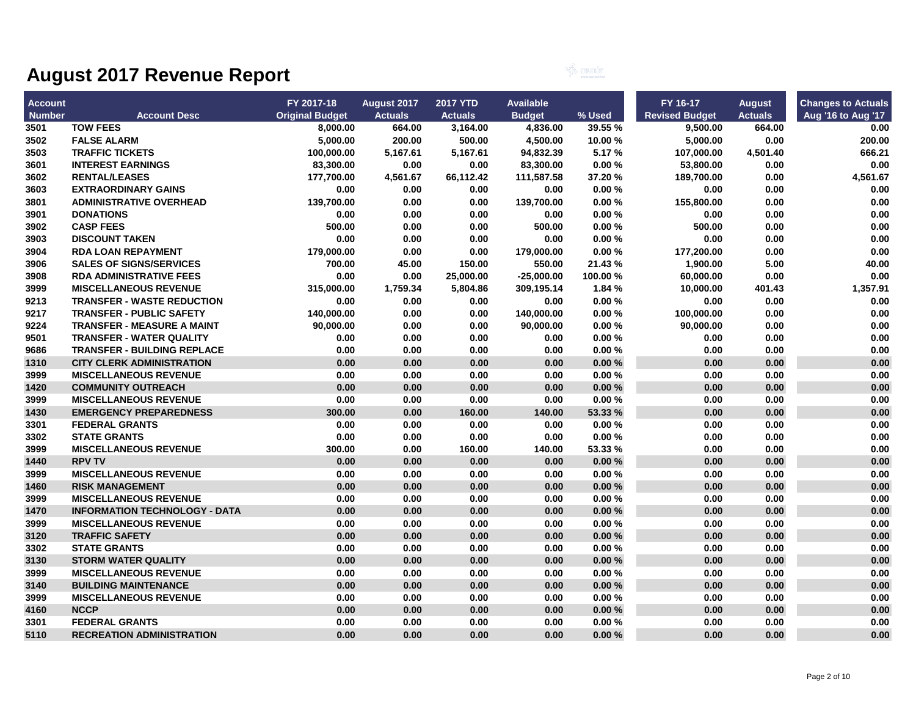# August 2017 Revenue Report

| Account Number | Account Desc | FY 2017-18 Original Budget | August 2017 Actuals | 2017 YTD Actuals | Available Budget | % Used | FY 16-17 Revised Budget | August Actuals | Changes to Actuals Aug '16 to Aug '17 |
|---|---|---|---|---|---|---|---|---|---|
| 3501 | TOW FEES | 8,000.00 | 664.00 | 3,164.00 | 4,836.00 | 39.55 % | 9,500.00 | 664.00 | 0.00 |
| 3502 | FALSE ALARM | 5,000.00 | 200.00 | 500.00 | 4,500.00 | 10.00 % | 5,000.00 | 0.00 | 200.00 |
| 3503 | TRAFFIC TICKETS | 100,000.00 | 5,167.61 | 5,167.61 | 94,832.39 | 5.17 % | 107,000.00 | 4,501.40 | 666.21 |
| 3601 | INTEREST EARNINGS | 83,300.00 | 0.00 | 0.00 | 83,300.00 | 0.00 % | 53,800.00 | 0.00 | 0.00 |
| 3602 | RENTAL/LEASES | 177,700.00 | 4,561.67 | 66,112.42 | 111,587.58 | 37.20 % | 189,700.00 | 0.00 | 4,561.67 |
| 3603 | EXTRAORDINARY GAINS | 0.00 | 0.00 | 0.00 | 0.00 | 0.00 % | 0.00 | 0.00 | 0.00 |
| 3801 | ADMINISTRATIVE OVERHEAD | 139,700.00 | 0.00 | 0.00 | 139,700.00 | 0.00 % | 155,800.00 | 0.00 | 0.00 |
| 3901 | DONATIONS | 0.00 | 0.00 | 0.00 | 0.00 | 0.00 % | 0.00 | 0.00 | 0.00 |
| 3902 | CASP FEES | 500.00 | 0.00 | 0.00 | 500.00 | 0.00 % | 500.00 | 0.00 | 0.00 |
| 3903 | DISCOUNT TAKEN | 0.00 | 0.00 | 0.00 | 0.00 | 0.00 % | 0.00 | 0.00 | 0.00 |
| 3904 | RDA LOAN REPAYMENT | 179,000.00 | 0.00 | 0.00 | 179,000.00 | 0.00 % | 177,200.00 | 0.00 | 0.00 |
| 3906 | SALES OF SIGNS/SERVICES | 700.00 | 45.00 | 150.00 | 550.00 | 21.43 % | 1,900.00 | 5.00 | 40.00 |
| 3908 | RDA ADMINISTRATIVE FEES | 0.00 | 0.00 | 25,000.00 | -25,000.00 | 100.00 % | 60,000.00 | 0.00 | 0.00 |
| 3999 | MISCELLANEOUS REVENUE | 315,000.00 | 1,759.34 | 5,804.86 | 309,195.14 | 1.84 % | 10,000.00 | 401.43 | 1,357.91 |
| 9213 | TRANSFER - WASTE REDUCTION | 0.00 | 0.00 | 0.00 | 0.00 | 0.00 % | 0.00 | 0.00 | 0.00 |
| 9217 | TRANSFER - PUBLIC SAFETY | 140,000.00 | 0.00 | 0.00 | 140,000.00 | 0.00 % | 100,000.00 | 0.00 | 0.00 |
| 9224 | TRANSFER - MEASURE A MAINT | 90,000.00 | 0.00 | 0.00 | 90,000.00 | 0.00 % | 90,000.00 | 0.00 | 0.00 |
| 9501 | TRANSFER - WATER QUALITY | 0.00 | 0.00 | 0.00 | 0.00 | 0.00 % | 0.00 | 0.00 | 0.00 |
| 9686 | TRANSFER - BUILDING REPLACE | 0.00 | 0.00 | 0.00 | 0.00 | 0.00 % | 0.00 | 0.00 | 0.00 |
| 1310 | CITY CLERK ADMINISTRATION | 0.00 | 0.00 | 0.00 | 0.00 | 0.00 % | 0.00 | 0.00 | 0.00 |
| 3999 | MISCELLANEOUS REVENUE | 0.00 | 0.00 | 0.00 | 0.00 | 0.00 % | 0.00 | 0.00 | 0.00 |
| 1420 | COMMUNITY OUTREACH | 0.00 | 0.00 | 0.00 | 0.00 | 0.00 % | 0.00 | 0.00 | 0.00 |
| 3999 | MISCELLANEOUS REVENUE | 0.00 | 0.00 | 0.00 | 0.00 | 0.00 % | 0.00 | 0.00 | 0.00 |
| 1430 | EMERGENCY PREPAREDNESS | 300.00 | 0.00 | 160.00 | 140.00 | 53.33 % | 0.00 | 0.00 | 0.00 |
| 3301 | FEDERAL GRANTS | 0.00 | 0.00 | 0.00 | 0.00 | 0.00 % | 0.00 | 0.00 | 0.00 |
| 3302 | STATE GRANTS | 0.00 | 0.00 | 0.00 | 0.00 | 0.00 % | 0.00 | 0.00 | 0.00 |
| 3999 | MISCELLANEOUS REVENUE | 300.00 | 0.00 | 160.00 | 140.00 | 53.33 % | 0.00 | 0.00 | 0.00 |
| 1440 | RPV TV | 0.00 | 0.00 | 0.00 | 0.00 | 0.00 % | 0.00 | 0.00 | 0.00 |
| 3999 | MISCELLANEOUS REVENUE | 0.00 | 0.00 | 0.00 | 0.00 | 0.00 % | 0.00 | 0.00 | 0.00 |
| 1460 | RISK MANAGEMENT | 0.00 | 0.00 | 0.00 | 0.00 | 0.00 % | 0.00 | 0.00 | 0.00 |
| 3999 | MISCELLANEOUS REVENUE | 0.00 | 0.00 | 0.00 | 0.00 | 0.00 % | 0.00 | 0.00 | 0.00 |
| 1470 | INFORMATION TECHNOLOGY - DATA | 0.00 | 0.00 | 0.00 | 0.00 | 0.00 % | 0.00 | 0.00 | 0.00 |
| 3999 | MISCELLANEOUS REVENUE | 0.00 | 0.00 | 0.00 | 0.00 | 0.00 % | 0.00 | 0.00 | 0.00 |
| 3120 | TRAFFIC SAFETY | 0.00 | 0.00 | 0.00 | 0.00 | 0.00 % | 0.00 | 0.00 | 0.00 |
| 3302 | STATE GRANTS | 0.00 | 0.00 | 0.00 | 0.00 | 0.00 % | 0.00 | 0.00 | 0.00 |
| 3130 | STORM WATER QUALITY | 0.00 | 0.00 | 0.00 | 0.00 | 0.00 % | 0.00 | 0.00 | 0.00 |
| 3999 | MISCELLANEOUS REVENUE | 0.00 | 0.00 | 0.00 | 0.00 | 0.00 % | 0.00 | 0.00 | 0.00 |
| 3140 | BUILDING MAINTENANCE | 0.00 | 0.00 | 0.00 | 0.00 | 0.00 % | 0.00 | 0.00 | 0.00 |
| 3999 | MISCELLANEOUS REVENUE | 0.00 | 0.00 | 0.00 | 0.00 | 0.00 % | 0.00 | 0.00 | 0.00 |
| 4160 | NCCP | 0.00 | 0.00 | 0.00 | 0.00 | 0.00 % | 0.00 | 0.00 | 0.00 |
| 3301 | FEDERAL GRANTS | 0.00 | 0.00 | 0.00 | 0.00 | 0.00 % | 0.00 | 0.00 | 0.00 |
| 5110 | RECREATION ADMINISTRATION | 0.00 | 0.00 | 0.00 | 0.00 | 0.00 % | 0.00 | 0.00 | 0.00 |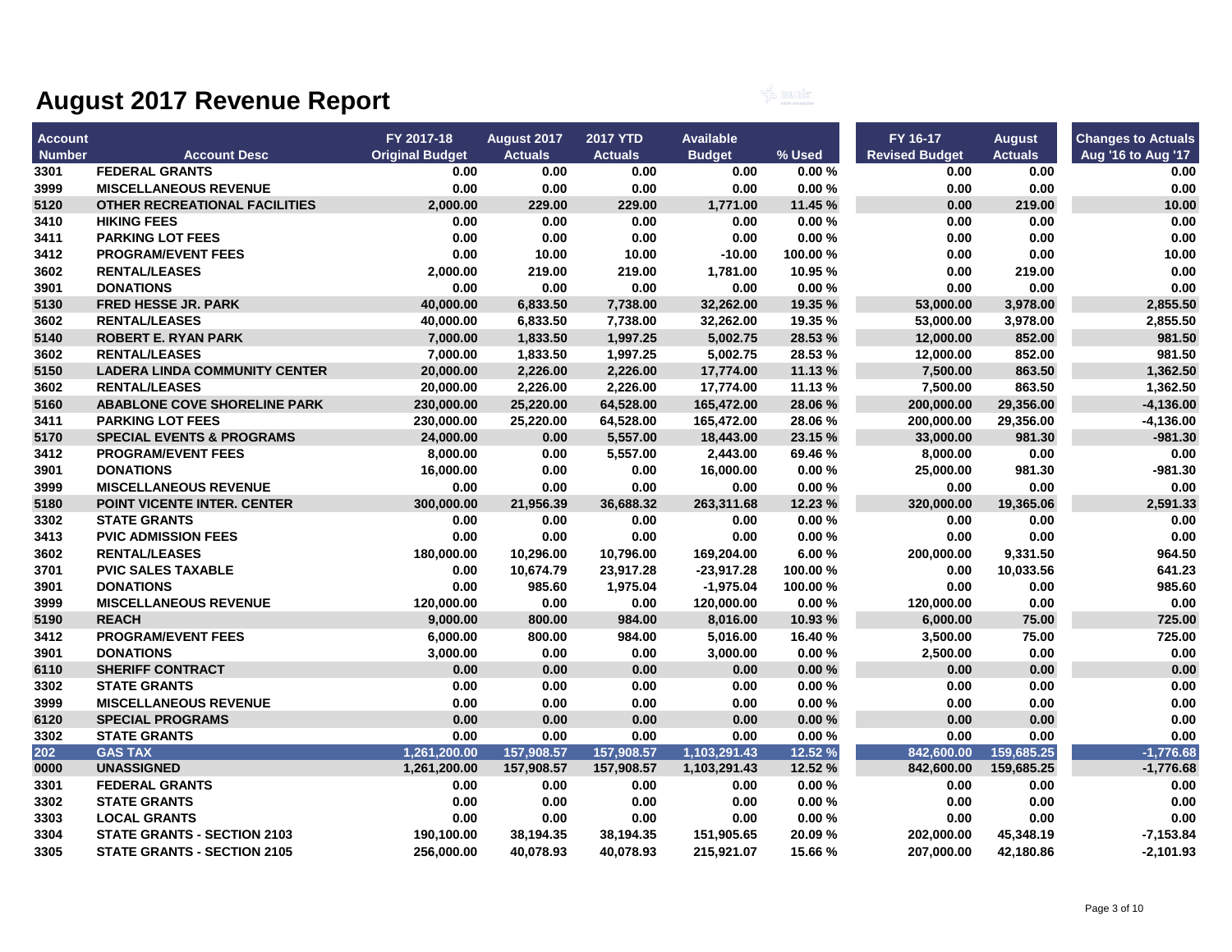# August 2017 Revenue Report

| Account Number | Account Desc | FY 2017-18 Original Budget | August 2017 Actuals | 2017 YTD Actuals | Available Budget | % Used | FY 16-17 Revised Budget | August Actuals | Changes to Actuals Aug '16 to Aug '17 |
|---|---|---|---|---|---|---|---|---|---|
| 3301 | FEDERAL GRANTS | 0.00 | 0.00 | 0.00 | 0.00 | 0.00 % | 0.00 | 0.00 | 0.00 |
| 3999 | MISCELLANEOUS REVENUE | 0.00 | 0.00 | 0.00 | 0.00 | 0.00 % | 0.00 | 0.00 | 0.00 |
| 5120 | OTHER RECREATIONAL FACILITIES | 2,000.00 | 229.00 | 229.00 | 1,771.00 | 11.45 % | 0.00 | 219.00 | 10.00 |
| 3410 | HIKING FEES | 0.00 | 0.00 | 0.00 | 0.00 | 0.00 % | 0.00 | 0.00 | 0.00 |
| 3411 | PARKING LOT FEES | 0.00 | 0.00 | 0.00 | 0.00 | 0.00 % | 0.00 | 0.00 | 0.00 |
| 3412 | PROGRAM/EVENT FEES | 0.00 | 10.00 | 10.00 | -10.00 | 100.00 % | 0.00 | 0.00 | 10.00 |
| 3602 | RENTAL/LEASES | 2,000.00 | 219.00 | 219.00 | 1,781.00 | 10.95 % | 0.00 | 219.00 | 0.00 |
| 3901 | DONATIONS | 0.00 | 0.00 | 0.00 | 0.00 | 0.00 % | 0.00 | 0.00 | 0.00 |
| 5130 | FRED HESSE JR. PARK | 40,000.00 | 6,833.50 | 7,738.00 | 32,262.00 | 19.35 % | 53,000.00 | 3,978.00 | 2,855.50 |
| 3602 | RENTAL/LEASES | 40,000.00 | 6,833.50 | 7,738.00 | 32,262.00 | 19.35 % | 53,000.00 | 3,978.00 | 2,855.50 |
| 5140 | ROBERT E. RYAN PARK | 7,000.00 | 1,833.50 | 1,997.25 | 5,002.75 | 28.53 % | 12,000.00 | 852.00 | 981.50 |
| 3602 | RENTAL/LEASES | 7,000.00 | 1,833.50 | 1,997.25 | 5,002.75 | 28.53 % | 12,000.00 | 852.00 | 981.50 |
| 5150 | LADERA LINDA COMMUNITY CENTER | 20,000.00 | 2,226.00 | 2,226.00 | 17,774.00 | 11.13 % | 7,500.00 | 863.50 | 1,362.50 |
| 3602 | RENTAL/LEASES | 20,000.00 | 2,226.00 | 2,226.00 | 17,774.00 | 11.13 % | 7,500.00 | 863.50 | 1,362.50 |
| 5160 | ABABLONE COVE SHORELINE PARK | 230,000.00 | 25,220.00 | 64,528.00 | 165,472.00 | 28.06 % | 200,000.00 | 29,356.00 | -4,136.00 |
| 3411 | PARKING LOT FEES | 230,000.00 | 25,220.00 | 64,528.00 | 165,472.00 | 28.06 % | 200,000.00 | 29,356.00 | -4,136.00 |
| 5170 | SPECIAL EVENTS & PROGRAMS | 24,000.00 | 0.00 | 5,557.00 | 18,443.00 | 23.15 % | 33,000.00 | 981.30 | -981.30 |
| 3412 | PROGRAM/EVENT FEES | 8,000.00 | 0.00 | 5,557.00 | 2,443.00 | 69.46 % | 8,000.00 | 0.00 | 0.00 |
| 3901 | DONATIONS | 16,000.00 | 0.00 | 0.00 | 16,000.00 | 0.00 % | 25,000.00 | 981.30 | -981.30 |
| 3999 | MISCELLANEOUS REVENUE | 0.00 | 0.00 | 0.00 | 0.00 | 0.00 % | 0.00 | 0.00 | 0.00 |
| 5180 | POINT VICENTE INTER. CENTER | 300,000.00 | 21,956.39 | 36,688.32 | 263,311.68 | 12.23 % | 320,000.00 | 19,365.06 | 2,591.33 |
| 3302 | STATE GRANTS | 0.00 | 0.00 | 0.00 | 0.00 | 0.00 % | 0.00 | 0.00 | 0.00 |
| 3413 | PVIC ADMISSION FEES | 0.00 | 0.00 | 0.00 | 0.00 | 0.00 % | 0.00 | 0.00 | 0.00 |
| 3602 | RENTAL/LEASES | 180,000.00 | 10,296.00 | 10,796.00 | 169,204.00 | 6.00 % | 200,000.00 | 9,331.50 | 964.50 |
| 3701 | PVIC SALES TAXABLE | 0.00 | 10,674.79 | 23,917.28 | -23,917.28 | 100.00 % | 0.00 | 10,033.56 | 641.23 |
| 3901 | DONATIONS | 0.00 | 985.60 | 1,975.04 | -1,975.04 | 100.00 % | 0.00 | 0.00 | 985.60 |
| 3999 | MISCELLANEOUS REVENUE | 120,000.00 | 0.00 | 0.00 | 120,000.00 | 0.00 % | 120,000.00 | 0.00 | 0.00 |
| 5190 | REACH | 9,000.00 | 800.00 | 984.00 | 8,016.00 | 10.93 % | 6,000.00 | 75.00 | 725.00 |
| 3412 | PROGRAM/EVENT FEES | 6,000.00 | 800.00 | 984.00 | 5,016.00 | 16.40 % | 3,500.00 | 75.00 | 725.00 |
| 3901 | DONATIONS | 3,000.00 | 0.00 | 0.00 | 3,000.00 | 0.00 % | 2,500.00 | 0.00 | 0.00 |
| 6110 | SHERIFF CONTRACT | 0.00 | 0.00 | 0.00 | 0.00 | 0.00 % | 0.00 | 0.00 | 0.00 |
| 3302 | STATE GRANTS | 0.00 | 0.00 | 0.00 | 0.00 | 0.00 % | 0.00 | 0.00 | 0.00 |
| 3999 | MISCELLANEOUS REVENUE | 0.00 | 0.00 | 0.00 | 0.00 | 0.00 % | 0.00 | 0.00 | 0.00 |
| 6120 | SPECIAL PROGRAMS | 0.00 | 0.00 | 0.00 | 0.00 | 0.00 % | 0.00 | 0.00 | 0.00 |
| 3302 | STATE GRANTS | 0.00 | 0.00 | 0.00 | 0.00 | 0.00 % | 0.00 | 0.00 | 0.00 |
| 202 | GAS TAX | 1,261,200.00 | 157,908.57 | 157,908.57 | 1,103,291.43 | 12.52 % | 842,600.00 | 159,685.25 | -1,776.68 |
| 0000 | UNASSIGNED | 1,261,200.00 | 157,908.57 | 157,908.57 | 1,103,291.43 | 12.52 % | 842,600.00 | 159,685.25 | -1,776.68 |
| 3301 | FEDERAL GRANTS | 0.00 | 0.00 | 0.00 | 0.00 | 0.00 % | 0.00 | 0.00 | 0.00 |
| 3302 | STATE GRANTS | 0.00 | 0.00 | 0.00 | 0.00 | 0.00 % | 0.00 | 0.00 | 0.00 |
| 3303 | LOCAL GRANTS | 0.00 | 0.00 | 0.00 | 0.00 | 0.00 % | 0.00 | 0.00 | 0.00 |
| 3304 | STATE GRANTS - SECTION 2103 | 190,100.00 | 38,194.35 | 38,194.35 | 151,905.65 | 20.09 % | 202,000.00 | 45,348.19 | -7,153.84 |
| 3305 | STATE GRANTS - SECTION 2105 | 256,000.00 | 40,078.93 | 40,078.93 | 215,921.07 | 15.66 % | 207,000.00 | 42,180.86 | -2,101.93 |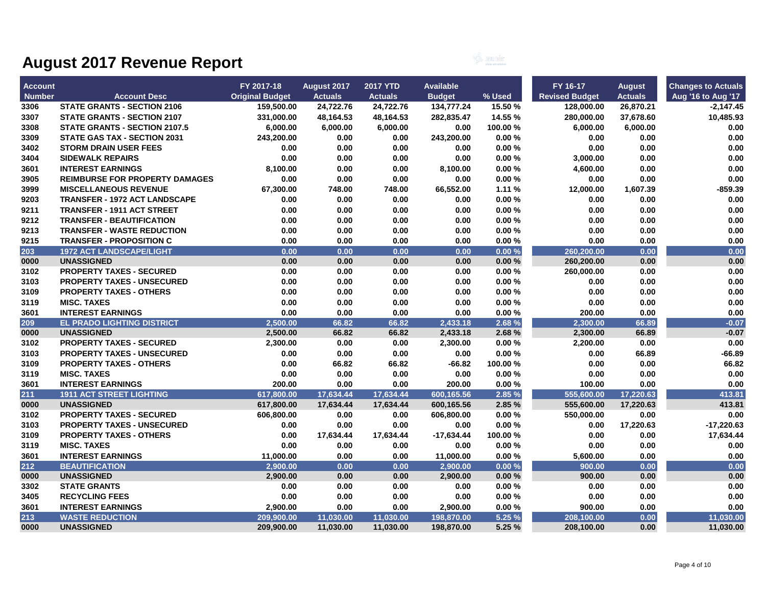# August 2017 Revenue Report

| Account Number | Account Desc | FY 2017-18 Original Budget | August 2017 Actuals | 2017 YTD Actuals | Available Budget | % Used | FY 16-17 Revised Budget | August Actuals | Changes to Actuals Aug '16 to Aug '17 |
|---|---|---|---|---|---|---|---|---|---|
| 3306 | STATE GRANTS - SECTION 2106 | 159,500.00 | 24,722.76 | 24,722.76 | 134,777.24 | 15.50 % | 128,000.00 | 26,870.21 | -2,147.45 |
| 3307 | STATE GRANTS - SECTION 2107 | 331,000.00 | 48,164.53 | 48,164.53 | 282,835.47 | 14.55 % | 280,000.00 | 37,678.60 | 10,485.93 |
| 3308 | STATE GRANTS - SECTION 2107.5 | 6,000.00 | 6,000.00 | 6,000.00 | 0.00 | 100.00 % | 6,000.00 | 6,000.00 | 0.00 |
| 3309 | STATE GAS TAX - SECTION 2031 | 243,200.00 | 0.00 | 0.00 | 243,200.00 | 0.00 % | 0.00 | 0.00 | 0.00 |
| 3402 | STORM DRAIN USER FEES | 0.00 | 0.00 | 0.00 | 0.00 | 0.00 % | 0.00 | 0.00 | 0.00 |
| 3404 | SIDEWALK REPAIRS | 0.00 | 0.00 | 0.00 | 0.00 | 0.00 % | 3,000.00 | 0.00 | 0.00 |
| 3601 | INTEREST EARNINGS | 8,100.00 | 0.00 | 0.00 | 8,100.00 | 0.00 % | 4,600.00 | 0.00 | 0.00 |
| 3905 | REIMBURSE FOR PROPERTY DAMAGES | 0.00 | 0.00 | 0.00 | 0.00 | 0.00 % | 0.00 | 0.00 | 0.00 |
| 3999 | MISCELLANEOUS REVENUE | 67,300.00 | 748.00 | 748.00 | 66,552.00 | 1.11 % | 12,000.00 | 1,607.39 | -859.39 |
| 9203 | TRANSFER - 1972 ACT LANDSCAPE | 0.00 | 0.00 | 0.00 | 0.00 | 0.00 % | 0.00 | 0.00 | 0.00 |
| 9211 | TRANSFER - 1911 ACT STREET | 0.00 | 0.00 | 0.00 | 0.00 | 0.00 % | 0.00 | 0.00 | 0.00 |
| 9212 | TRANSFER - BEAUTIFICATION | 0.00 | 0.00 | 0.00 | 0.00 | 0.00 % | 0.00 | 0.00 | 0.00 |
| 9213 | TRANSFER - WASTE REDUCTION | 0.00 | 0.00 | 0.00 | 0.00 | 0.00 % | 0.00 | 0.00 | 0.00 |
| 9215 | TRANSFER - PROPOSITION C | 0.00 | 0.00 | 0.00 | 0.00 | 0.00 % | 0.00 | 0.00 | 0.00 |
| 203 | 1972 ACT LANDSCAPE/LIGHT | 0.00 | 0.00 | 0.00 | 0.00 | 0.00 % | 260,200.00 | 0.00 | 0.00 |
| 0000 | UNASSIGNED | 0.00 | 0.00 | 0.00 | 0.00 | 0.00 % | 260,200.00 | 0.00 | 0.00 |
| 3102 | PROPERTY TAXES - SECURED | 0.00 | 0.00 | 0.00 | 0.00 | 0.00 % | 260,000.00 | 0.00 | 0.00 |
| 3103 | PROPERTY TAXES - UNSECURED | 0.00 | 0.00 | 0.00 | 0.00 | 0.00 % | 0.00 | 0.00 | 0.00 |
| 3109 | PROPERTY TAXES - OTHERS | 0.00 | 0.00 | 0.00 | 0.00 | 0.00 % | 0.00 | 0.00 | 0.00 |
| 3119 | MISC. TAXES | 0.00 | 0.00 | 0.00 | 0.00 | 0.00 % | 0.00 | 0.00 | 0.00 |
| 3601 | INTEREST EARNINGS | 0.00 | 0.00 | 0.00 | 0.00 | 0.00 % | 200.00 | 0.00 | 0.00 |
| 209 | EL PRADO LIGHTING DISTRICT | 2,500.00 | 66.82 | 66.82 | 2,433.18 | 2.68 % | 2,300.00 | 66.89 | -0.07 |
| 0000 | UNASSIGNED | 2,500.00 | 66.82 | 66.82 | 2,433.18 | 2.68 % | 2,300.00 | 66.89 | -0.07 |
| 3102 | PROPERTY TAXES - SECURED | 2,300.00 | 0.00 | 0.00 | 2,300.00 | 0.00 % | 2,200.00 | 0.00 | 0.00 |
| 3103 | PROPERTY TAXES - UNSECURED | 0.00 | 0.00 | 0.00 | 0.00 | 0.00 % | 0.00 | 66.89 | -66.89 |
| 3109 | PROPERTY TAXES - OTHERS | 0.00 | 66.82 | 66.82 | -66.82 | 100.00 % | 0.00 | 0.00 | 66.82 |
| 3119 | MISC. TAXES | 0.00 | 0.00 | 0.00 | 0.00 | 0.00 % | 0.00 | 0.00 | 0.00 |
| 3601 | INTEREST EARNINGS | 200.00 | 0.00 | 0.00 | 200.00 | 0.00 % | 100.00 | 0.00 | 0.00 |
| 211 | 1911 ACT STREET LIGHTING | 617,800.00 | 17,634.44 | 17,634.44 | 600,165.56 | 2.85 % | 555,600.00 | 17,220.63 | 413.81 |
| 0000 | UNASSIGNED | 617,800.00 | 17,634.44 | 17,634.44 | 600,165.56 | 2.85 % | 555,600.00 | 17,220.63 | 413.81 |
| 3102 | PROPERTY TAXES - SECURED | 606,800.00 | 0.00 | 0.00 | 606,800.00 | 0.00 % | 550,000.00 | 0.00 | 0.00 |
| 3103 | PROPERTY TAXES - UNSECURED | 0.00 | 0.00 | 0.00 | 0.00 | 0.00 % | 0.00 | 17,220.63 | -17,220.63 |
| 3109 | PROPERTY TAXES - OTHERS | 0.00 | 17,634.44 | 17,634.44 | -17,634.44 | 100.00 % | 0.00 | 0.00 | 17,634.44 |
| 3119 | MISC. TAXES | 0.00 | 0.00 | 0.00 | 0.00 | 0.00 % | 0.00 | 0.00 | 0.00 |
| 3601 | INTEREST EARNINGS | 11,000.00 | 0.00 | 0.00 | 11,000.00 | 0.00 % | 5,600.00 | 0.00 | 0.00 |
| 212 | BEAUTIFICATION | 2,900.00 | 0.00 | 0.00 | 2,900.00 | 0.00 % | 900.00 | 0.00 | 0.00 |
| 0000 | UNASSIGNED | 2,900.00 | 0.00 | 0.00 | 2,900.00 | 0.00 % | 900.00 | 0.00 | 0.00 |
| 3302 | STATE GRANTS | 0.00 | 0.00 | 0.00 | 0.00 | 0.00 % | 0.00 | 0.00 | 0.00 |
| 3405 | RECYCLING FEES | 0.00 | 0.00 | 0.00 | 0.00 | 0.00 % | 0.00 | 0.00 | 0.00 |
| 3601 | INTEREST EARNINGS | 2,900.00 | 0.00 | 0.00 | 2,900.00 | 0.00 % | 900.00 | 0.00 | 0.00 |
| 213 | WASTE REDUCTION | 209,900.00 | 11,030.00 | 11,030.00 | 198,870.00 | 5.25 % | 208,100.00 | 0.00 | 11,030.00 |
| 0000 | UNASSIGNED | 209,900.00 | 11,030.00 | 11,030.00 | 198,870.00 | 5.25 % | 208,100.00 | 0.00 | 11,030.00 |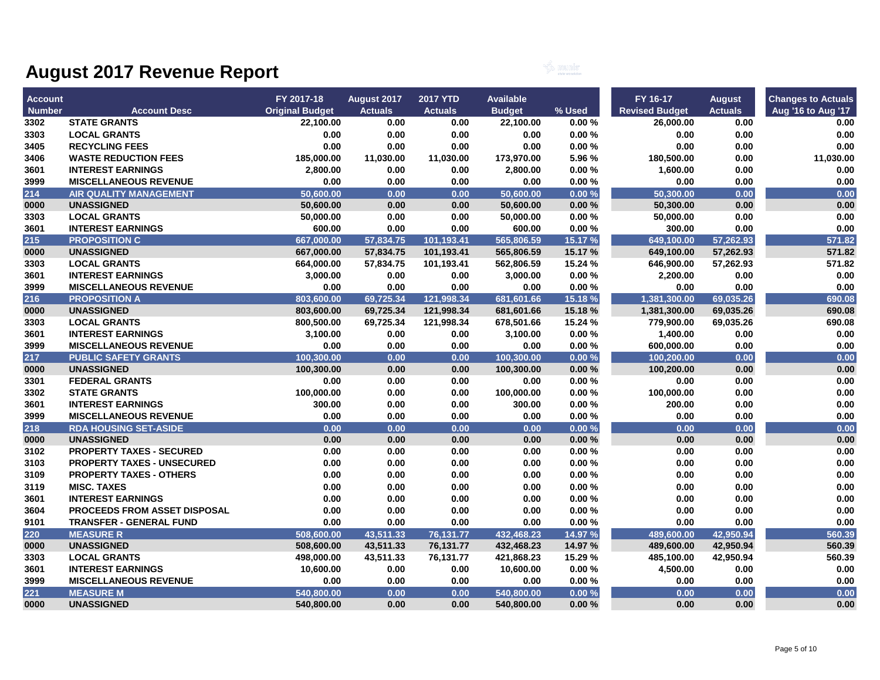# August 2017 Revenue Report

| Account Number | Account Desc | FY 2017-18 Original Budget | August 2017 Actuals | 2017 YTD Actuals | Available Budget | % Used | FY 16-17 Revised Budget | August Actuals | Changes to Actuals Aug '16 to Aug '17 |
|---|---|---|---|---|---|---|---|---|---|
| 3302 | STATE GRANTS | 22,100.00 | 0.00 | 0.00 | 22,100.00 | 0.00 % | 26,000.00 | 0.00 | 0.00 |
| 3303 | LOCAL GRANTS | 0.00 | 0.00 | 0.00 | 0.00 | 0.00 % | 0.00 | 0.00 | 0.00 |
| 3405 | RECYCLING FEES | 0.00 | 0.00 | 0.00 | 0.00 | 0.00 % | 0.00 | 0.00 | 0.00 |
| 3406 | WASTE REDUCTION FEES | 185,000.00 | 11,030.00 | 11,030.00 | 173,970.00 | 5.96 % | 180,500.00 | 0.00 | 11,030.00 |
| 3601 | INTEREST EARNINGS | 2,800.00 | 0.00 | 0.00 | 2,800.00 | 0.00 % | 1,600.00 | 0.00 | 0.00 |
| 3999 | MISCELLANEOUS REVENUE | 0.00 | 0.00 | 0.00 | 0.00 | 0.00 % | 0.00 | 0.00 | 0.00 |
| 214 | AIR QUALITY MANAGEMENT | 50,600.00 | 0.00 | 0.00 | 50,600.00 | 0.00 % | 50,300.00 | 0.00 | 0.00 |
| 0000 | UNASSIGNED | 50,600.00 | 0.00 | 0.00 | 50,600.00 | 0.00 % | 50,300.00 | 0.00 | 0.00 |
| 3303 | LOCAL GRANTS | 50,000.00 | 0.00 | 0.00 | 50,000.00 | 0.00 % | 50,000.00 | 0.00 | 0.00 |
| 3601 | INTEREST EARNINGS | 600.00 | 0.00 | 0.00 | 600.00 | 0.00 % | 300.00 | 0.00 | 0.00 |
| 215 | PROPOSITION C | 667,000.00 | 57,834.75 | 101,193.41 | 565,806.59 | 15.17 % | 649,100.00 | 57,262.93 | 571.82 |
| 0000 | UNASSIGNED | 667,000.00 | 57,834.75 | 101,193.41 | 565,806.59 | 15.17 % | 649,100.00 | 57,262.93 | 571.82 |
| 3303 | LOCAL GRANTS | 664,000.00 | 57,834.75 | 101,193.41 | 562,806.59 | 15.24 % | 646,900.00 | 57,262.93 | 571.82 |
| 3601 | INTEREST EARNINGS | 3,000.00 | 0.00 | 0.00 | 3,000.00 | 0.00 % | 2,200.00 | 0.00 | 0.00 |
| 3999 | MISCELLANEOUS REVENUE | 0.00 | 0.00 | 0.00 | 0.00 | 0.00 % | 0.00 | 0.00 | 0.00 |
| 216 | PROPOSITION A | 803,600.00 | 69,725.34 | 121,998.34 | 681,601.66 | 15.18 % | 1,381,300.00 | 69,035.26 | 690.08 |
| 0000 | UNASSIGNED | 803,600.00 | 69,725.34 | 121,998.34 | 681,601.66 | 15.18 % | 1,381,300.00 | 69,035.26 | 690.08 |
| 3303 | LOCAL GRANTS | 800,500.00 | 69,725.34 | 121,998.34 | 678,501.66 | 15.24 % | 779,900.00 | 69,035.26 | 690.08 |
| 3601 | INTEREST EARNINGS | 3,100.00 | 0.00 | 0.00 | 3,100.00 | 0.00 % | 1,400.00 | 0.00 | 0.00 |
| 3999 | MISCELLANEOUS REVENUE | 0.00 | 0.00 | 0.00 | 0.00 | 0.00 % | 600,000.00 | 0.00 | 0.00 |
| 217 | PUBLIC SAFETY GRANTS | 100,300.00 | 0.00 | 0.00 | 100,300.00 | 0.00 % | 100,200.00 | 0.00 | 0.00 |
| 0000 | UNASSIGNED | 100,300.00 | 0.00 | 0.00 | 100,300.00 | 0.00 % | 100,200.00 | 0.00 | 0.00 |
| 3301 | FEDERAL GRANTS | 0.00 | 0.00 | 0.00 | 0.00 | 0.00 % | 0.00 | 0.00 | 0.00 |
| 3302 | STATE GRANTS | 100,000.00 | 0.00 | 0.00 | 100,000.00 | 0.00 % | 100,000.00 | 0.00 | 0.00 |
| 3601 | INTEREST EARNINGS | 300.00 | 0.00 | 0.00 | 300.00 | 0.00 % | 200.00 | 0.00 | 0.00 |
| 3999 | MISCELLANEOUS REVENUE | 0.00 | 0.00 | 0.00 | 0.00 | 0.00 % | 0.00 | 0.00 | 0.00 |
| 218 | RDA HOUSING SET-ASIDE | 0.00 | 0.00 | 0.00 | 0.00 | 0.00 % | 0.00 | 0.00 | 0.00 |
| 0000 | UNASSIGNED | 0.00 | 0.00 | 0.00 | 0.00 | 0.00 % | 0.00 | 0.00 | 0.00 |
| 3102 | PROPERTY TAXES - SECURED | 0.00 | 0.00 | 0.00 | 0.00 | 0.00 % | 0.00 | 0.00 | 0.00 |
| 3103 | PROPERTY TAXES - UNSECURED | 0.00 | 0.00 | 0.00 | 0.00 | 0.00 % | 0.00 | 0.00 | 0.00 |
| 3109 | PROPERTY TAXES - OTHERS | 0.00 | 0.00 | 0.00 | 0.00 | 0.00 % | 0.00 | 0.00 | 0.00 |
| 3119 | MISC. TAXES | 0.00 | 0.00 | 0.00 | 0.00 | 0.00 % | 0.00 | 0.00 | 0.00 |
| 3601 | INTEREST EARNINGS | 0.00 | 0.00 | 0.00 | 0.00 | 0.00 % | 0.00 | 0.00 | 0.00 |
| 3604 | PROCEEDS FROM ASSET DISPOSAL | 0.00 | 0.00 | 0.00 | 0.00 | 0.00 % | 0.00 | 0.00 | 0.00 |
| 9101 | TRANSFER - GENERAL FUND | 0.00 | 0.00 | 0.00 | 0.00 | 0.00 % | 0.00 | 0.00 | 0.00 |
| 220 | MEASURE R | 508,600.00 | 43,511.33 | 76,131.77 | 432,468.23 | 14.97 % | 489,600.00 | 42,950.94 | 560.39 |
| 0000 | UNASSIGNED | 508,600.00 | 43,511.33 | 76,131.77 | 432,468.23 | 14.97 % | 489,600.00 | 42,950.94 | 560.39 |
| 3303 | LOCAL GRANTS | 498,000.00 | 43,511.33 | 76,131.77 | 421,868.23 | 15.29 % | 485,100.00 | 42,950.94 | 560.39 |
| 3601 | INTEREST EARNINGS | 10,600.00 | 0.00 | 0.00 | 10,600.00 | 0.00 % | 4,500.00 | 0.00 | 0.00 |
| 3999 | MISCELLANEOUS REVENUE | 0.00 | 0.00 | 0.00 | 0.00 | 0.00 % | 0.00 | 0.00 | 0.00 |
| 221 | MEASURE M | 540,800.00 | 0.00 | 0.00 | 540,800.00 | 0.00 % | 0.00 | 0.00 | 0.00 |
| 0000 | UNASSIGNED | 540,800.00 | 0.00 | 0.00 | 540,800.00 | 0.00 % | 0.00 | 0.00 | 0.00 |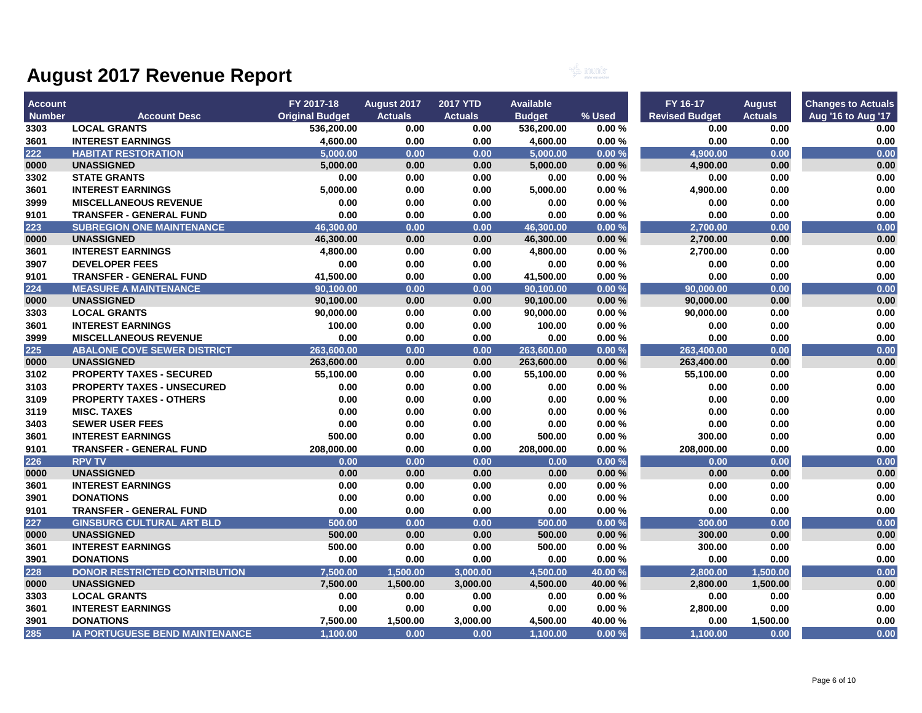# August 2017 Revenue Report

| Account Number | Account Desc | FY 2017-18 Original Budget | August 2017 Actuals | 2017 YTD Actuals | Available Budget | % Used | FY 16-17 Revised Budget | August Actuals | Changes to Actuals Aug '16 to Aug '17 |
|---|---|---|---|---|---|---|---|---|---|
| 3303 | LOCAL GRANTS | 536,200.00 | 0.00 | 0.00 | 536,200.00 | 0.00 % | 0.00 | 0.00 | 0.00 |
| 3601 | INTEREST EARNINGS | 4,600.00 | 0.00 | 0.00 | 4,600.00 | 0.00 % | 0.00 | 0.00 | 0.00 |
| 222 | HABITAT RESTORATION | 5,000.00 | 0.00 | 0.00 | 5,000.00 | 0.00 % | 4,900.00 | 0.00 | 0.00 |
| 0000 | UNASSIGNED | 5,000.00 | 0.00 | 0.00 | 5,000.00 | 0.00 % | 4,900.00 | 0.00 | 0.00 |
| 3302 | STATE GRANTS | 0.00 | 0.00 | 0.00 | 0.00 | 0.00 % | 0.00 | 0.00 | 0.00 |
| 3601 | INTEREST EARNINGS | 5,000.00 | 0.00 | 0.00 | 5,000.00 | 0.00 % | 4,900.00 | 0.00 | 0.00 |
| 3999 | MISCELLANEOUS REVENUE | 0.00 | 0.00 | 0.00 | 0.00 | 0.00 % | 0.00 | 0.00 | 0.00 |
| 9101 | TRANSFER - GENERAL FUND | 0.00 | 0.00 | 0.00 | 0.00 | 0.00 % | 0.00 | 0.00 | 0.00 |
| 223 | SUBREGION ONE MAINTENANCE | 46,300.00 | 0.00 | 0.00 | 46,300.00 | 0.00 % | 2,700.00 | 0.00 | 0.00 |
| 0000 | UNASSIGNED | 46,300.00 | 0.00 | 0.00 | 46,300.00 | 0.00 % | 2,700.00 | 0.00 | 0.00 |
| 3601 | INTEREST EARNINGS | 4,800.00 | 0.00 | 0.00 | 4,800.00 | 0.00 % | 2,700.00 | 0.00 | 0.00 |
| 3907 | DEVELOPER FEES | 0.00 | 0.00 | 0.00 | 0.00 | 0.00 % | 0.00 | 0.00 | 0.00 |
| 9101 | TRANSFER - GENERAL FUND | 41,500.00 | 0.00 | 0.00 | 41,500.00 | 0.00 % | 0.00 | 0.00 | 0.00 |
| 224 | MEASURE A MAINTENANCE | 90,100.00 | 0.00 | 0.00 | 90,100.00 | 0.00 % | 90,000.00 | 0.00 | 0.00 |
| 0000 | UNASSIGNED | 90,100.00 | 0.00 | 0.00 | 90,100.00 | 0.00 % | 90,000.00 | 0.00 | 0.00 |
| 3303 | LOCAL GRANTS | 90,000.00 | 0.00 | 0.00 | 90,000.00 | 0.00 % | 90,000.00 | 0.00 | 0.00 |
| 3601 | INTEREST EARNINGS | 100.00 | 0.00 | 0.00 | 100.00 | 0.00 % | 0.00 | 0.00 | 0.00 |
| 3999 | MISCELLANEOUS REVENUE | 0.00 | 0.00 | 0.00 | 0.00 | 0.00 % | 0.00 | 0.00 | 0.00 |
| 225 | ABALONE COVE SEWER DISTRICT | 263,600.00 | 0.00 | 0.00 | 263,600.00 | 0.00 % | 263,400.00 | 0.00 | 0.00 |
| 0000 | UNASSIGNED | 263,600.00 | 0.00 | 0.00 | 263,600.00 | 0.00 % | 263,400.00 | 0.00 | 0.00 |
| 3102 | PROPERTY TAXES - SECURED | 55,100.00 | 0.00 | 0.00 | 55,100.00 | 0.00 % | 55,100.00 | 0.00 | 0.00 |
| 3103 | PROPERTY TAXES - UNSECURED | 0.00 | 0.00 | 0.00 | 0.00 | 0.00 % | 0.00 | 0.00 | 0.00 |
| 3109 | PROPERTY TAXES - OTHERS | 0.00 | 0.00 | 0.00 | 0.00 | 0.00 % | 0.00 | 0.00 | 0.00 |
| 3119 | MISC. TAXES | 0.00 | 0.00 | 0.00 | 0.00 | 0.00 % | 0.00 | 0.00 | 0.00 |
| 3403 | SEWER USER FEES | 0.00 | 0.00 | 0.00 | 0.00 | 0.00 % | 0.00 | 0.00 | 0.00 |
| 3601 | INTEREST EARNINGS | 500.00 | 0.00 | 0.00 | 500.00 | 0.00 % | 300.00 | 0.00 | 0.00 |
| 9101 | TRANSFER - GENERAL FUND | 208,000.00 | 0.00 | 0.00 | 208,000.00 | 0.00 % | 208,000.00 | 0.00 | 0.00 |
| 226 | RPV TV | 0.00 | 0.00 | 0.00 | 0.00 | 0.00 % | 0.00 | 0.00 | 0.00 |
| 0000 | UNASSIGNED | 0.00 | 0.00 | 0.00 | 0.00 | 0.00 % | 0.00 | 0.00 | 0.00 |
| 3601 | INTEREST EARNINGS | 0.00 | 0.00 | 0.00 | 0.00 | 0.00 % | 0.00 | 0.00 | 0.00 |
| 3901 | DONATIONS | 0.00 | 0.00 | 0.00 | 0.00 | 0.00 % | 0.00 | 0.00 | 0.00 |
| 9101 | TRANSFER - GENERAL FUND | 0.00 | 0.00 | 0.00 | 0.00 | 0.00 % | 0.00 | 0.00 | 0.00 |
| 227 | GINSBURG CULTURAL ART BLD | 500.00 | 0.00 | 0.00 | 500.00 | 0.00 % | 300.00 | 0.00 | 0.00 |
| 0000 | UNASSIGNED | 500.00 | 0.00 | 0.00 | 500.00 | 0.00 % | 300.00 | 0.00 | 0.00 |
| 3601 | INTEREST EARNINGS | 500.00 | 0.00 | 0.00 | 500.00 | 0.00 % | 300.00 | 0.00 | 0.00 |
| 3901 | DONATIONS | 0.00 | 0.00 | 0.00 | 0.00 | 0.00 % | 0.00 | 0.00 | 0.00 |
| 228 | DONOR RESTRICTED CONTRIBUTION | 7,500.00 | 1,500.00 | 3,000.00 | 4,500.00 | 40.00 % | 2,800.00 | 1,500.00 | 0.00 |
| 0000 | UNASSIGNED | 7,500.00 | 1,500.00 | 3,000.00 | 4,500.00 | 40.00 % | 2,800.00 | 1,500.00 | 0.00 |
| 3303 | LOCAL GRANTS | 0.00 | 0.00 | 0.00 | 0.00 | 0.00 % | 0.00 | 0.00 | 0.00 |
| 3601 | INTEREST EARNINGS | 0.00 | 0.00 | 0.00 | 0.00 | 0.00 % | 2,800.00 | 0.00 | 0.00 |
| 3901 | DONATIONS | 7,500.00 | 1,500.00 | 3,000.00 | 4,500.00 | 40.00 % | 0.00 | 1,500.00 | 0.00 |
| 285 | IA PORTUGUESE BEND MAINTENANCE | 1,100.00 | 0.00 | 0.00 | 1,100.00 | 0.00 % | 1,100.00 | 0.00 | 0.00 |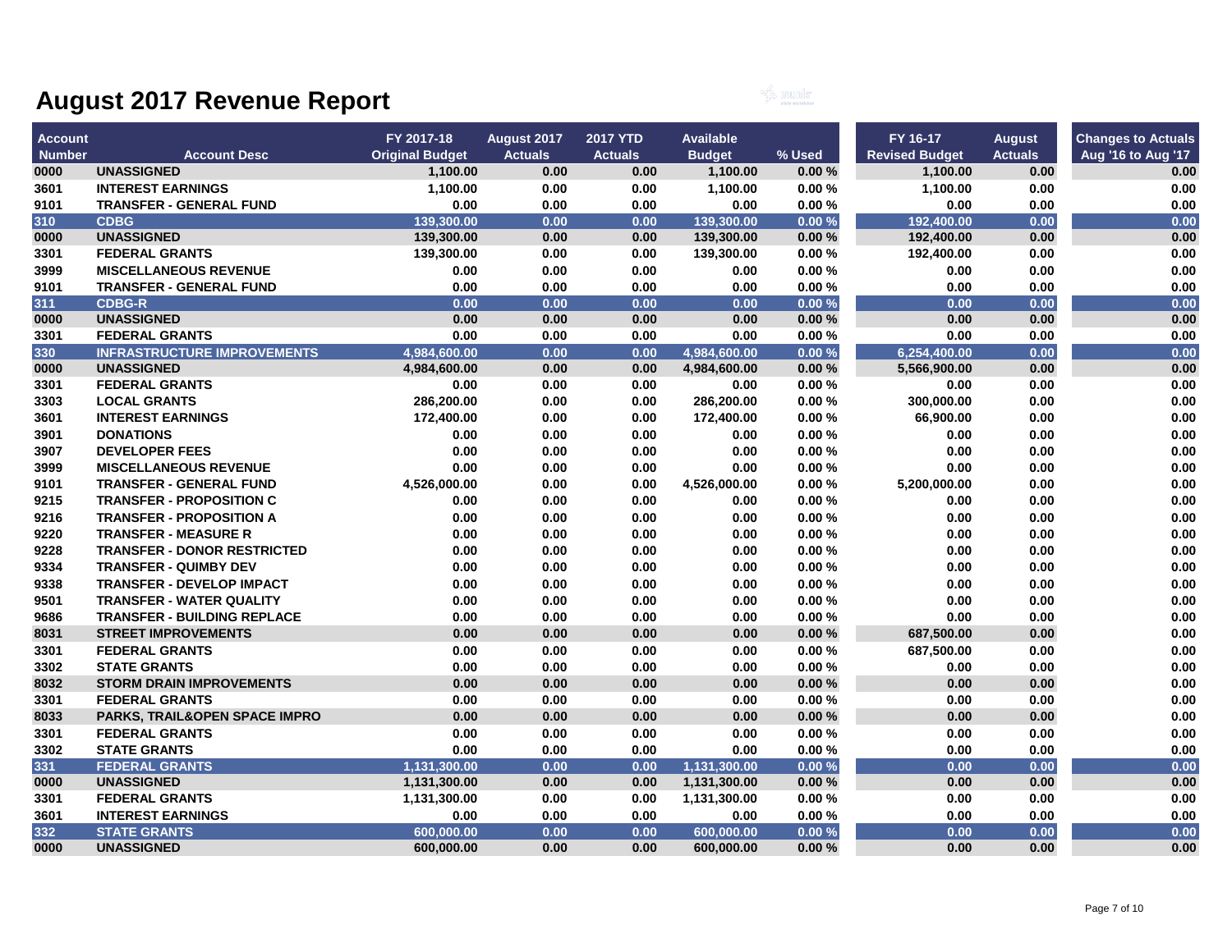# August 2017 Revenue Report

| Account Number | Account Desc | FY 2017-18 Original Budget | August 2017 Actuals | 2017 YTD Actuals | Available Budget | % Used | FY 16-17 Revised Budget | August Actuals | Changes to Actuals Aug '16 to Aug '17 |
|---|---|---|---|---|---|---|---|---|---|
| 0000 | UNASSIGNED | 1,100.00 | 0.00 | 0.00 | 1,100.00 | 0.00 % | 1,100.00 | 0.00 | 0.00 |
| 3601 | INTEREST EARNINGS | 1,100.00 | 0.00 | 0.00 | 1,100.00 | 0.00 % | 1,100.00 | 0.00 | 0.00 |
| 9101 | TRANSFER - GENERAL FUND | 0.00 | 0.00 | 0.00 | 0.00 | 0.00 % | 0.00 | 0.00 | 0.00 |
| 310 | CDBG | 139,300.00 | 0.00 | 0.00 | 139,300.00 | 0.00 % | 192,400.00 | 0.00 | 0.00 |
| 0000 | UNASSIGNED | 139,300.00 | 0.00 | 0.00 | 139,300.00 | 0.00 % | 192,400.00 | 0.00 | 0.00 |
| 3301 | FEDERAL GRANTS | 139,300.00 | 0.00 | 0.00 | 139,300.00 | 0.00 % | 192,400.00 | 0.00 | 0.00 |
| 3999 | MISCELLANEOUS REVENUE | 0.00 | 0.00 | 0.00 | 0.00 | 0.00 % | 0.00 | 0.00 | 0.00 |
| 9101 | TRANSFER - GENERAL FUND | 0.00 | 0.00 | 0.00 | 0.00 | 0.00 % | 0.00 | 0.00 | 0.00 |
| 311 | CDBG-R | 0.00 | 0.00 | 0.00 | 0.00 | 0.00 % | 0.00 | 0.00 | 0.00 |
| 0000 | UNASSIGNED | 0.00 | 0.00 | 0.00 | 0.00 | 0.00 % | 0.00 | 0.00 | 0.00 |
| 3301 | FEDERAL GRANTS | 0.00 | 0.00 | 0.00 | 0.00 | 0.00 % | 0.00 | 0.00 | 0.00 |
| 330 | INFRASTRUCTURE IMPROVEMENTS | 4,984,600.00 | 0.00 | 0.00 | 4,984,600.00 | 0.00 % | 6,254,400.00 | 0.00 | 0.00 |
| 0000 | UNASSIGNED | 4,984,600.00 | 0.00 | 0.00 | 4,984,600.00 | 0.00 % | 5,566,900.00 | 0.00 | 0.00 |
| 3301 | FEDERAL GRANTS | 0.00 | 0.00 | 0.00 | 0.00 | 0.00 % | 0.00 | 0.00 | 0.00 |
| 3303 | LOCAL GRANTS | 286,200.00 | 0.00 | 0.00 | 286,200.00 | 0.00 % | 300,000.00 | 0.00 | 0.00 |
| 3601 | INTEREST EARNINGS | 172,400.00 | 0.00 | 0.00 | 172,400.00 | 0.00 % | 66,900.00 | 0.00 | 0.00 |
| 3901 | DONATIONS | 0.00 | 0.00 | 0.00 | 0.00 | 0.00 % | 0.00 | 0.00 | 0.00 |
| 3907 | DEVELOPER FEES | 0.00 | 0.00 | 0.00 | 0.00 | 0.00 % | 0.00 | 0.00 | 0.00 |
| 3999 | MISCELLANEOUS REVENUE | 0.00 | 0.00 | 0.00 | 0.00 | 0.00 % | 0.00 | 0.00 | 0.00 |
| 9101 | TRANSFER - GENERAL FUND | 4,526,000.00 | 0.00 | 0.00 | 4,526,000.00 | 0.00 % | 5,200,000.00 | 0.00 | 0.00 |
| 9215 | TRANSFER - PROPOSITION C | 0.00 | 0.00 | 0.00 | 0.00 | 0.00 % | 0.00 | 0.00 | 0.00 |
| 9216 | TRANSFER - PROPOSITION A | 0.00 | 0.00 | 0.00 | 0.00 | 0.00 % | 0.00 | 0.00 | 0.00 |
| 9220 | TRANSFER - MEASURE R | 0.00 | 0.00 | 0.00 | 0.00 | 0.00 % | 0.00 | 0.00 | 0.00 |
| 9228 | TRANSFER - DONOR RESTRICTED | 0.00 | 0.00 | 0.00 | 0.00 | 0.00 % | 0.00 | 0.00 | 0.00 |
| 9334 | TRANSFER - QUIMBY DEV | 0.00 | 0.00 | 0.00 | 0.00 | 0.00 % | 0.00 | 0.00 | 0.00 |
| 9338 | TRANSFER - DEVELOP IMPACT | 0.00 | 0.00 | 0.00 | 0.00 | 0.00 % | 0.00 | 0.00 | 0.00 |
| 9501 | TRANSFER - WATER QUALITY | 0.00 | 0.00 | 0.00 | 0.00 | 0.00 % | 0.00 | 0.00 | 0.00 |
| 9686 | TRANSFER - BUILDING REPLACE | 0.00 | 0.00 | 0.00 | 0.00 | 0.00 % | 0.00 | 0.00 | 0.00 |
| 8031 | STREET IMPROVEMENTS | 0.00 | 0.00 | 0.00 | 0.00 | 0.00 % | 687,500.00 | 0.00 | 0.00 |
| 3301 | FEDERAL GRANTS | 0.00 | 0.00 | 0.00 | 0.00 | 0.00 % | 687,500.00 | 0.00 | 0.00 |
| 3302 | STATE GRANTS | 0.00 | 0.00 | 0.00 | 0.00 | 0.00 % | 0.00 | 0.00 | 0.00 |
| 8032 | STORM DRAIN IMPROVEMENTS | 0.00 | 0.00 | 0.00 | 0.00 | 0.00 % | 0.00 | 0.00 | 0.00 |
| 3301 | FEDERAL GRANTS | 0.00 | 0.00 | 0.00 | 0.00 | 0.00 % | 0.00 | 0.00 | 0.00 |
| 8033 | PARKS, TRAIL&OPEN SPACE IMPRO | 0.00 | 0.00 | 0.00 | 0.00 | 0.00 % | 0.00 | 0.00 | 0.00 |
| 3301 | FEDERAL GRANTS | 0.00 | 0.00 | 0.00 | 0.00 | 0.00 % | 0.00 | 0.00 | 0.00 |
| 3302 | STATE GRANTS | 0.00 | 0.00 | 0.00 | 0.00 | 0.00 % | 0.00 | 0.00 | 0.00 |
| 331 | FEDERAL GRANTS | 1,131,300.00 | 0.00 | 0.00 | 1,131,300.00 | 0.00 % | 0.00 | 0.00 | 0.00 |
| 0000 | UNASSIGNED | 1,131,300.00 | 0.00 | 0.00 | 1,131,300.00 | 0.00 % | 0.00 | 0.00 | 0.00 |
| 3301 | FEDERAL GRANTS | 1,131,300.00 | 0.00 | 0.00 | 1,131,300.00 | 0.00 % | 0.00 | 0.00 | 0.00 |
| 3601 | INTEREST EARNINGS | 0.00 | 0.00 | 0.00 | 0.00 | 0.00 % | 0.00 | 0.00 | 0.00 |
| 332 | STATE GRANTS | 600,000.00 | 0.00 | 0.00 | 600,000.00 | 0.00 % | 0.00 | 0.00 | 0.00 |
| 0000 | UNASSIGNED | 600,000.00 | 0.00 | 0.00 | 600,000.00 | 0.00 % | 0.00 | 0.00 | 0.00 |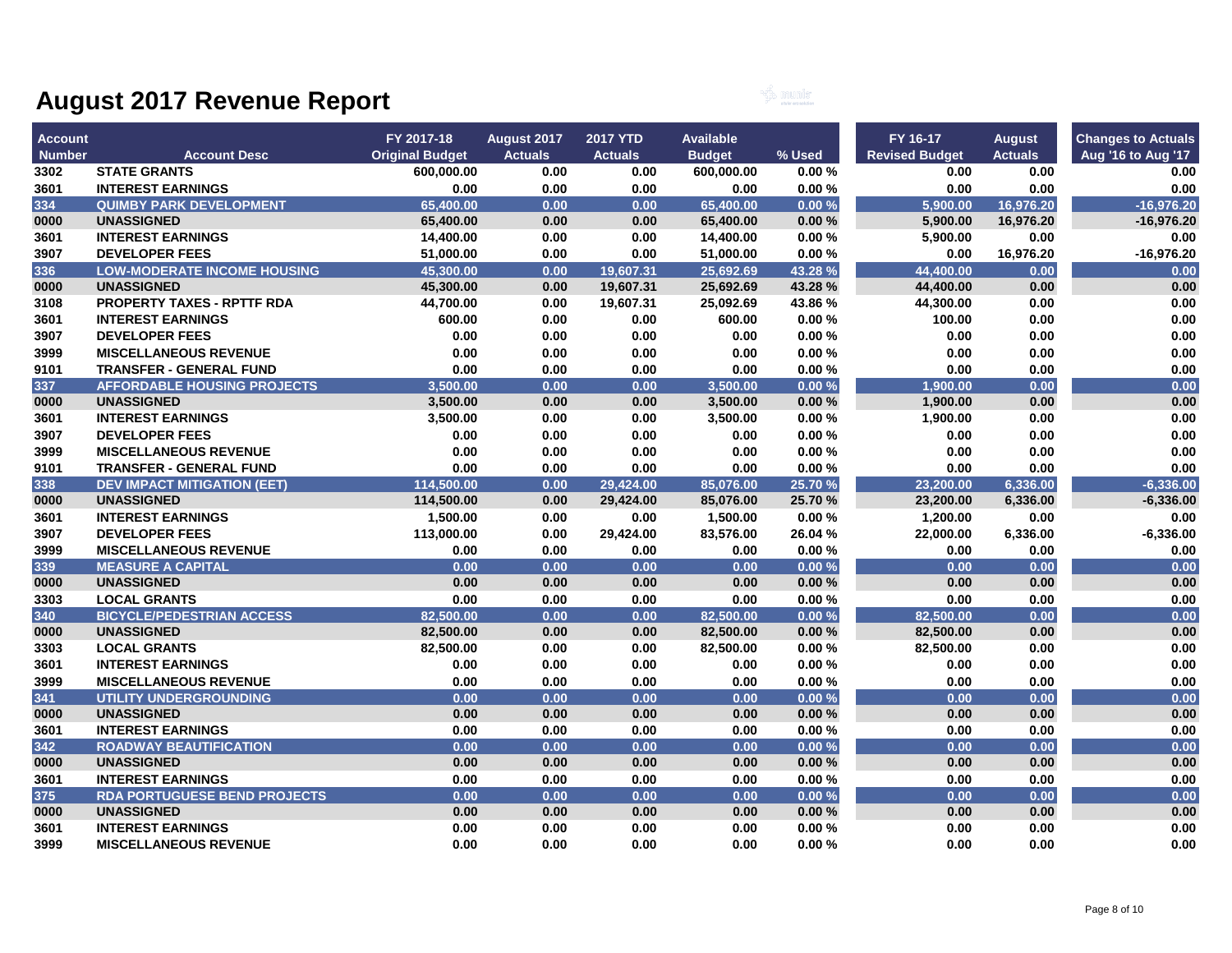# August 2017 Revenue Report

| Account Number | Account Desc | FY 2017-18 Original Budget | August 2017 Actuals | 2017 YTD Actuals | Available Budget | % Used | FY 16-17 Revised Budget | August Actuals | Changes to Actuals Aug '16 to Aug '17 |
|---|---|---|---|---|---|---|---|---|---|
| 3302 | STATE GRANTS | 600,000.00 | 0.00 | 0.00 | 600,000.00 | 0.00 % | 0.00 | 0.00 | 0.00 |
| 3601 | INTEREST EARNINGS | 0.00 | 0.00 | 0.00 | 0.00 | 0.00 % | 0.00 | 0.00 | 0.00 |
| 334 | QUIMBY PARK DEVELOPMENT | 65,400.00 | 0.00 | 0.00 | 65,400.00 | 0.00 % | 5,900.00 | 16,976.20 | -16,976.20 |
| 0000 | UNASSIGNED | 65,400.00 | 0.00 | 0.00 | 65,400.00 | 0.00 % | 5,900.00 | 16,976.20 | -16,976.20 |
| 3601 | INTEREST EARNINGS | 14,400.00 | 0.00 | 0.00 | 14,400.00 | 0.00 % | 5,900.00 | 0.00 | 0.00 |
| 3907 | DEVELOPER FEES | 51,000.00 | 0.00 | 0.00 | 51,000.00 | 0.00 % | 0.00 | 16,976.20 | -16,976.20 |
| 336 | LOW-MODERATE INCOME HOUSING | 45,300.00 | 0.00 | 19,607.31 | 25,692.69 | 43.28 % | 44,400.00 | 0.00 | 0.00 |
| 0000 | UNASSIGNED | 45,300.00 | 0.00 | 19,607.31 | 25,692.69 | 43.28 % | 44,400.00 | 0.00 | 0.00 |
| 3108 | PROPERTY TAXES - RPTTF RDA | 44,700.00 | 0.00 | 19,607.31 | 25,092.69 | 43.86 % | 44,300.00 | 0.00 | 0.00 |
| 3601 | INTEREST EARNINGS | 600.00 | 0.00 | 0.00 | 600.00 | 0.00 % | 100.00 | 0.00 | 0.00 |
| 3907 | DEVELOPER FEES | 0.00 | 0.00 | 0.00 | 0.00 | 0.00 % | 0.00 | 0.00 | 0.00 |
| 3999 | MISCELLANEOUS REVENUE | 0.00 | 0.00 | 0.00 | 0.00 | 0.00 % | 0.00 | 0.00 | 0.00 |
| 9101 | TRANSFER - GENERAL FUND | 0.00 | 0.00 | 0.00 | 0.00 | 0.00 % | 0.00 | 0.00 | 0.00 |
| 337 | AFFORDABLE HOUSING PROJECTS | 3,500.00 | 0.00 | 0.00 | 3,500.00 | 0.00 % | 1,900.00 | 0.00 | 0.00 |
| 0000 | UNASSIGNED | 3,500.00 | 0.00 | 0.00 | 3,500.00 | 0.00 % | 1,900.00 | 0.00 | 0.00 |
| 3601 | INTEREST EARNINGS | 3,500.00 | 0.00 | 0.00 | 3,500.00 | 0.00 % | 1,900.00 | 0.00 | 0.00 |
| 3907 | DEVELOPER FEES | 0.00 | 0.00 | 0.00 | 0.00 | 0.00 % | 0.00 | 0.00 | 0.00 |
| 3999 | MISCELLANEOUS REVENUE | 0.00 | 0.00 | 0.00 | 0.00 | 0.00 % | 0.00 | 0.00 | 0.00 |
| 9101 | TRANSFER - GENERAL FUND | 0.00 | 0.00 | 0.00 | 0.00 | 0.00 % | 0.00 | 0.00 | 0.00 |
| 338 | DEV IMPACT MITIGATION (EET) | 114,500.00 | 0.00 | 29,424.00 | 85,076.00 | 25.70 % | 23,200.00 | 6,336.00 | -6,336.00 |
| 0000 | UNASSIGNED | 114,500.00 | 0.00 | 29,424.00 | 85,076.00 | 25.70 % | 23,200.00 | 6,336.00 | -6,336.00 |
| 3601 | INTEREST EARNINGS | 1,500.00 | 0.00 | 0.00 | 1,500.00 | 0.00 % | 1,200.00 | 0.00 | 0.00 |
| 3907 | DEVELOPER FEES | 113,000.00 | 0.00 | 29,424.00 | 83,576.00 | 26.04 % | 22,000.00 | 6,336.00 | -6,336.00 |
| 3999 | MISCELLANEOUS REVENUE | 0.00 | 0.00 | 0.00 | 0.00 | 0.00 % | 0.00 | 0.00 | 0.00 |
| 339 | MEASURE A CAPITAL | 0.00 | 0.00 | 0.00 | 0.00 | 0.00 % | 0.00 | 0.00 | 0.00 |
| 0000 | UNASSIGNED | 0.00 | 0.00 | 0.00 | 0.00 | 0.00 % | 0.00 | 0.00 | 0.00 |
| 3303 | LOCAL GRANTS | 0.00 | 0.00 | 0.00 | 0.00 | 0.00 % | 0.00 | 0.00 | 0.00 |
| 340 | BICYCLE/PEDESTRIAN ACCESS | 82,500.00 | 0.00 | 0.00 | 82,500.00 | 0.00 % | 82,500.00 | 0.00 | 0.00 |
| 0000 | UNASSIGNED | 82,500.00 | 0.00 | 0.00 | 82,500.00 | 0.00 % | 82,500.00 | 0.00 | 0.00 |
| 3303 | LOCAL GRANTS | 82,500.00 | 0.00 | 0.00 | 82,500.00 | 0.00 % | 82,500.00 | 0.00 | 0.00 |
| 3601 | INTEREST EARNINGS | 0.00 | 0.00 | 0.00 | 0.00 | 0.00 % | 0.00 | 0.00 | 0.00 |
| 3999 | MISCELLANEOUS REVENUE | 0.00 | 0.00 | 0.00 | 0.00 | 0.00 % | 0.00 | 0.00 | 0.00 |
| 341 | UTILITY UNDERGROUNDING | 0.00 | 0.00 | 0.00 | 0.00 | 0.00 % | 0.00 | 0.00 | 0.00 |
| 0000 | UNASSIGNED | 0.00 | 0.00 | 0.00 | 0.00 | 0.00 % | 0.00 | 0.00 | 0.00 |
| 3601 | INTEREST EARNINGS | 0.00 | 0.00 | 0.00 | 0.00 | 0.00 % | 0.00 | 0.00 | 0.00 |
| 342 | ROADWAY BEAUTIFICATION | 0.00 | 0.00 | 0.00 | 0.00 | 0.00 % | 0.00 | 0.00 | 0.00 |
| 0000 | UNASSIGNED | 0.00 | 0.00 | 0.00 | 0.00 | 0.00 % | 0.00 | 0.00 | 0.00 |
| 3601 | INTEREST EARNINGS | 0.00 | 0.00 | 0.00 | 0.00 | 0.00 % | 0.00 | 0.00 | 0.00 |
| 375 | RDA PORTUGUESE BEND PROJECTS | 0.00 | 0.00 | 0.00 | 0.00 | 0.00 % | 0.00 | 0.00 | 0.00 |
| 0000 | UNASSIGNED | 0.00 | 0.00 | 0.00 | 0.00 | 0.00 % | 0.00 | 0.00 | 0.00 |
| 3601 | INTEREST EARNINGS | 0.00 | 0.00 | 0.00 | 0.00 | 0.00 % | 0.00 | 0.00 | 0.00 |
| 3999 | MISCELLANEOUS REVENUE | 0.00 | 0.00 | 0.00 | 0.00 | 0.00 % | 0.00 | 0.00 | 0.00 |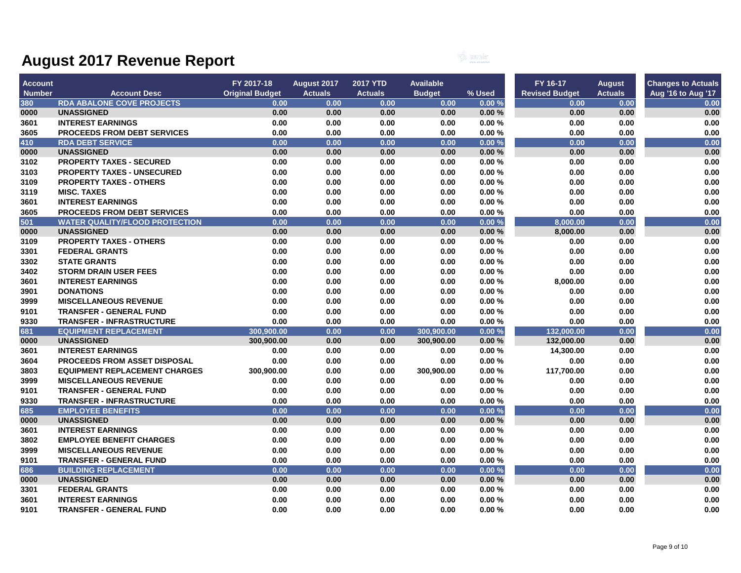# August 2017 Revenue Report

| Account Number | Account Desc | FY 2017-18 Original Budget | August 2017 Actuals | 2017 YTD Actuals | Available Budget | % Used | FY 16-17 Revised Budget | August Actuals | Changes to Actuals Aug '16 to Aug '17 |
|---|---|---|---|---|---|---|---|---|---|
| 380 | RDA ABALONE COVE PROJECTS | 0.00 | 0.00 | 0.00 | 0.00 | 0.00 % | 0.00 | 0.00 | 0.00 |
| 0000 | UNASSIGNED | 0.00 | 0.00 | 0.00 | 0.00 | 0.00 % | 0.00 | 0.00 | 0.00 |
| 3601 | INTEREST EARNINGS | 0.00 | 0.00 | 0.00 | 0.00 | 0.00 % | 0.00 | 0.00 | 0.00 |
| 3605 | PROCEEDS FROM DEBT SERVICES | 0.00 | 0.00 | 0.00 | 0.00 | 0.00 % | 0.00 | 0.00 | 0.00 |
| 410 | RDA DEBT SERVICE | 0.00 | 0.00 | 0.00 | 0.00 | 0.00 % | 0.00 | 0.00 | 0.00 |
| 0000 | UNASSIGNED | 0.00 | 0.00 | 0.00 | 0.00 | 0.00 % | 0.00 | 0.00 | 0.00 |
| 3102 | PROPERTY TAXES - SECURED | 0.00 | 0.00 | 0.00 | 0.00 | 0.00 % | 0.00 | 0.00 | 0.00 |
| 3103 | PROPERTY TAXES - UNSECURED | 0.00 | 0.00 | 0.00 | 0.00 | 0.00 % | 0.00 | 0.00 | 0.00 |
| 3109 | PROPERTY TAXES - OTHERS | 0.00 | 0.00 | 0.00 | 0.00 | 0.00 % | 0.00 | 0.00 | 0.00 |
| 3119 | MISC. TAXES | 0.00 | 0.00 | 0.00 | 0.00 | 0.00 % | 0.00 | 0.00 | 0.00 |
| 3601 | INTEREST EARNINGS | 0.00 | 0.00 | 0.00 | 0.00 | 0.00 % | 0.00 | 0.00 | 0.00 |
| 3605 | PROCEEDS FROM DEBT SERVICES | 0.00 | 0.00 | 0.00 | 0.00 | 0.00 % | 0.00 | 0.00 | 0.00 |
| 501 | WATER QUALITY/FLOOD PROTECTION | 0.00 | 0.00 | 0.00 | 0.00 | 0.00 % | 8,000.00 | 0.00 | 0.00 |
| 0000 | UNASSIGNED | 0.00 | 0.00 | 0.00 | 0.00 | 0.00 % | 8,000.00 | 0.00 | 0.00 |
| 3109 | PROPERTY TAXES - OTHERS | 0.00 | 0.00 | 0.00 | 0.00 | 0.00 % | 0.00 | 0.00 | 0.00 |
| 3301 | FEDERAL GRANTS | 0.00 | 0.00 | 0.00 | 0.00 | 0.00 % | 0.00 | 0.00 | 0.00 |
| 3302 | STATE GRANTS | 0.00 | 0.00 | 0.00 | 0.00 | 0.00 % | 0.00 | 0.00 | 0.00 |
| 3402 | STORM DRAIN USER FEES | 0.00 | 0.00 | 0.00 | 0.00 | 0.00 % | 0.00 | 0.00 | 0.00 |
| 3601 | INTEREST EARNINGS | 0.00 | 0.00 | 0.00 | 0.00 | 0.00 % | 8,000.00 | 0.00 | 0.00 |
| 3901 | DONATIONS | 0.00 | 0.00 | 0.00 | 0.00 | 0.00 % | 0.00 | 0.00 | 0.00 |
| 3999 | MISCELLANEOUS REVENUE | 0.00 | 0.00 | 0.00 | 0.00 | 0.00 % | 0.00 | 0.00 | 0.00 |
| 9101 | TRANSFER - GENERAL FUND | 0.00 | 0.00 | 0.00 | 0.00 | 0.00 % | 0.00 | 0.00 | 0.00 |
| 9330 | TRANSFER - INFRASTRUCTURE | 0.00 | 0.00 | 0.00 | 0.00 | 0.00 % | 0.00 | 0.00 | 0.00 |
| 681 | EQUIPMENT REPLACEMENT | 300,900.00 | 0.00 | 0.00 | 300,900.00 | 0.00 % | 132,000.00 | 0.00 | 0.00 |
| 0000 | UNASSIGNED | 300,900.00 | 0.00 | 0.00 | 300,900.00 | 0.00 % | 132,000.00 | 0.00 | 0.00 |
| 3601 | INTEREST EARNINGS | 0.00 | 0.00 | 0.00 | 0.00 | 0.00 % | 14,300.00 | 0.00 | 0.00 |
| 3604 | PROCEEDS FROM ASSET DISPOSAL | 0.00 | 0.00 | 0.00 | 0.00 | 0.00 % | 0.00 | 0.00 | 0.00 |
| 3803 | EQUIPMENT REPLACEMENT CHARGES | 300,900.00 | 0.00 | 0.00 | 300,900.00 | 0.00 % | 117,700.00 | 0.00 | 0.00 |
| 3999 | MISCELLANEOUS REVENUE | 0.00 | 0.00 | 0.00 | 0.00 | 0.00 % | 0.00 | 0.00 | 0.00 |
| 9101 | TRANSFER - GENERAL FUND | 0.00 | 0.00 | 0.00 | 0.00 | 0.00 % | 0.00 | 0.00 | 0.00 |
| 9330 | TRANSFER - INFRASTRUCTURE | 0.00 | 0.00 | 0.00 | 0.00 | 0.00 % | 0.00 | 0.00 | 0.00 |
| 685 | EMPLOYEE BENEFITS | 0.00 | 0.00 | 0.00 | 0.00 | 0.00 % | 0.00 | 0.00 | 0.00 |
| 0000 | UNASSIGNED | 0.00 | 0.00 | 0.00 | 0.00 | 0.00 % | 0.00 | 0.00 | 0.00 |
| 3601 | INTEREST EARNINGS | 0.00 | 0.00 | 0.00 | 0.00 | 0.00 % | 0.00 | 0.00 | 0.00 |
| 3802 | EMPLOYEE BENEFIT CHARGES | 0.00 | 0.00 | 0.00 | 0.00 | 0.00 % | 0.00 | 0.00 | 0.00 |
| 3999 | MISCELLANEOUS REVENUE | 0.00 | 0.00 | 0.00 | 0.00 | 0.00 % | 0.00 | 0.00 | 0.00 |
| 9101 | TRANSFER - GENERAL FUND | 0.00 | 0.00 | 0.00 | 0.00 | 0.00 % | 0.00 | 0.00 | 0.00 |
| 686 | BUILDING REPLACEMENT | 0.00 | 0.00 | 0.00 | 0.00 | 0.00 % | 0.00 | 0.00 | 0.00 |
| 0000 | UNASSIGNED | 0.00 | 0.00 | 0.00 | 0.00 | 0.00 % | 0.00 | 0.00 | 0.00 |
| 3301 | FEDERAL GRANTS | 0.00 | 0.00 | 0.00 | 0.00 | 0.00 % | 0.00 | 0.00 | 0.00 |
| 3601 | INTEREST EARNINGS | 0.00 | 0.00 | 0.00 | 0.00 | 0.00 % | 0.00 | 0.00 | 0.00 |
| 9101 | TRANSFER - GENERAL FUND | 0.00 | 0.00 | 0.00 | 0.00 | 0.00 % | 0.00 | 0.00 | 0.00 |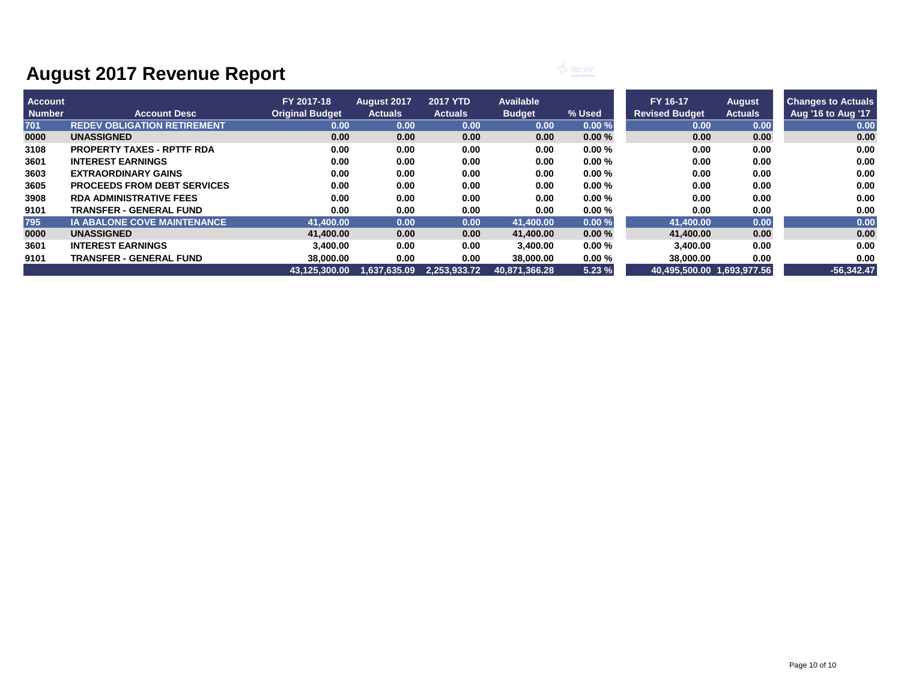# August 2017 Revenue Report

| Account Number | Account Desc | FY 2017-18 Original Budget | August 2017 Actuals | 2017 YTD Actuals | Available Budget | % Used | FY 16-17 Revised Budget | August Actuals | Changes to Actuals Aug '16 to Aug '17 |
|---|---|---|---|---|---|---|---|---|---|
| 701 | REDEV OBLIGATION RETIREMENT | 0.00 | 0.00 | 0.00 | 0.00 | 0.00 % | 0.00 | 0.00 | 0.00 |
| 0000 | UNASSIGNED | 0.00 | 0.00 | 0.00 | 0.00 | 0.00 % | 0.00 | 0.00 | 0.00 |
| 3108 | PROPERTY TAXES - RPTTF RDA | 0.00 | 0.00 | 0.00 | 0.00 | 0.00 % | 0.00 | 0.00 | 0.00 |
| 3601 | INTEREST EARNINGS | 0.00 | 0.00 | 0.00 | 0.00 | 0.00 % | 0.00 | 0.00 | 0.00 |
| 3603 | EXTRAORDINARY GAINS | 0.00 | 0.00 | 0.00 | 0.00 | 0.00 % | 0.00 | 0.00 | 0.00 |
| 3605 | PROCEEDS FROM DEBT SERVICES | 0.00 | 0.00 | 0.00 | 0.00 | 0.00 % | 0.00 | 0.00 | 0.00 |
| 3908 | RDA ADMINISTRATIVE FEES | 0.00 | 0.00 | 0.00 | 0.00 | 0.00 % | 0.00 | 0.00 | 0.00 |
| 9101 | TRANSFER - GENERAL FUND | 0.00 | 0.00 | 0.00 | 0.00 | 0.00 % | 0.00 | 0.00 | 0.00 |
| 795 | IA ABALONE COVE MAINTENANCE | 41,400.00 | 0.00 | 0.00 | 41,400.00 | 0.00 % | 41,400.00 | 0.00 | 0.00 |
| 0000 | UNASSIGNED | 41,400.00 | 0.00 | 0.00 | 41,400.00 | 0.00 % | 41,400.00 | 0.00 | 0.00 |
| 3601 | INTEREST EARNINGS | 3,400.00 | 0.00 | 0.00 | 3,400.00 | 0.00 % | 3,400.00 | 0.00 | 0.00 |
| 9101 | TRANSFER - GENERAL FUND | 38,000.00 | 0.00 | 0.00 | 38,000.00 | 0.00 % | 38,000.00 | 0.00 | 0.00 |
| | | 43,125,300.00 | 1,637,635.09 | 2,253,933.72 | 40,871,366.28 | 5.23 % | 40,495,500.00 | 1,693,977.56 | -56,342.47 |